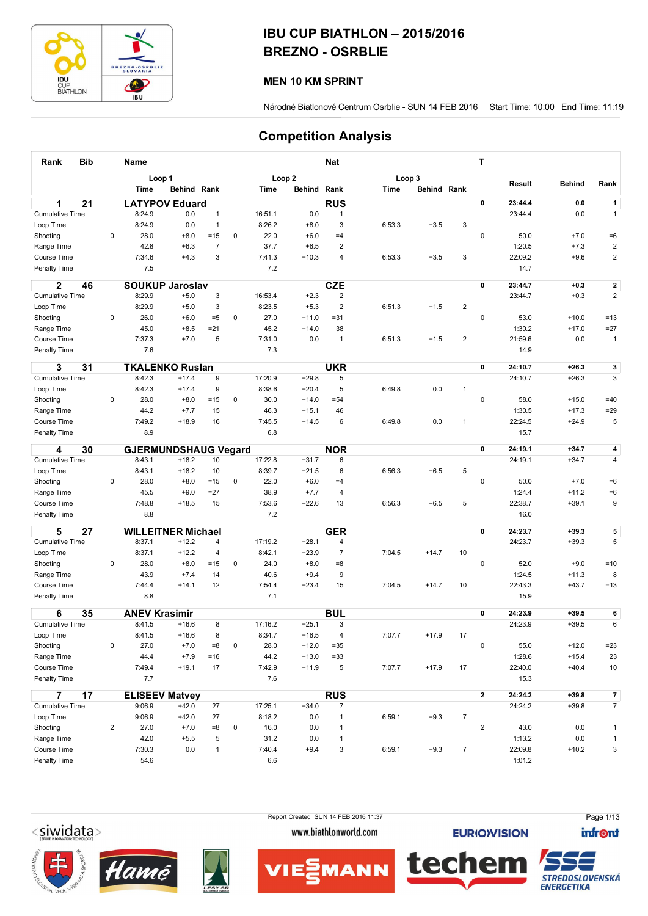# IBU CUP BIATHLON – 2015/2016
# BREZNO - OSRBLIE

## MEN 10 KM SPRINT

Národné Biatlonové Centrum Osrblie - SUN 14 FEB 2016 Start Time: 10:00 End Time: 11:19

## Competition Analysis

| Rank | Bib | | Name | | | | | Nat | | | | | T | | | |
|---|---|---|---|---|---|---|---|---|---|---|---|---|---|---|---|---|
| | | | Loop 1 | | | | Loop 2 | | | Loop 3 | | | | | | |
| | | | Time | Behind | Rank | | Time | Behind | Rank | Time | Behind | Rank | | Result | Behind | Rank |
| **1** | **21** | | **LATYPOV Eduard** | | | | | **RUS** | | | | | **0** | **23:44.4** | **0.0** | **1** |
| Cumulative Time | | | 8:24.9 | 0.0 | 1 | | 16:51.1 | 0.0 | 1 | | | | | 23:44.4 | 0.0 | 1 |
| Loop Time | | | 8:24.9 | 0.0 | 1 | | 8:26.2 | +8.0 | 3 | 6:53.3 | +3.5 | 3 | | | | |
| Shooting | | 0 | 28.0 | +8.0 | =15 | 0 | 22.0 | +6.0 | =4 | | | | 0 | 50.0 | +7.0 | =6 |
| Range Time | | | 42.8 | +6.3 | 7 | | 37.7 | +6.5 | 2 | | | | | 1:20.5 | +7.3 | 2 |
| Course Time | | | 7:34.6 | +4.3 | 3 | | 7:41.3 | +10.3 | 4 | 6:53.3 | +3.5 | 3 | | 22:09.2 | +9.6 | 2 |
| Penalty Time | | | 7.5 | | | | 7.2 | | | | | | | 14.7 | | |
| **2** | **46** | | **SOUKUP Jaroslav** | | | | | **CZE** | | | | | **0** | **23:44.7** | **+0.3** | **2** |
| Cumulative Time | | | 8:29.9 | +5.0 | 3 | | 16:53.4 | +2.3 | 2 | | | | | 23:44.7 | +0.3 | 2 |
| Loop Time | | | 8:29.9 | +5.0 | 3 | | 8:23.5 | +5.3 | 2 | 6:51.3 | +1.5 | 2 | | | | |
| Shooting | | 0 | 26.0 | +6.0 | =5 | 0 | 27.0 | +11.0 | =31 | | | | 0 | 53.0 | +10.0 | =13 |
| Range Time | | | 45.0 | +8.5 | =21 | | 45.2 | +14.0 | 38 | | | | | 1:30.2 | +17.0 | =27 |
| Course Time | | | 7:37.3 | +7.0 | 5 | | 7:31.0 | 0.0 | 1 | 6:51.3 | +1.5 | 2 | | 21:59.6 | 0.0 | 1 |
| Penalty Time | | | 7.6 | | | | 7.3 | | | | | | | 14.9 | | |
| **3** | **31** | | **TKALENKO Ruslan** | | | | | **UKR** | | | | | **0** | **24:10.7** | **+26.3** | **3** |
| Cumulative Time | | | 8:42.3 | +17.4 | 9 | | 17:20.9 | +29.8 | 5 | | | | | 24:10.7 | +26.3 | 3 |
| Loop Time | | | 8:42.3 | +17.4 | 9 | | 8:38.6 | +20.4 | 5 | 6:49.8 | 0.0 | 1 | | | | |
| Shooting | | 0 | 28.0 | +8.0 | =15 | 0 | 30.0 | +14.0 | =54 | | | | 0 | 58.0 | +15.0 | =40 |
| Range Time | | | 44.2 | +7.7 | 15 | | 46.3 | +15.1 | 46 | | | | | 1:30.5 | +17.3 | =29 |
| Course Time | | | 7:49.2 | +18.9 | 16 | | 7:45.5 | +14.5 | 6 | 6:49.8 | 0.0 | 1 | | 22:24.5 | +24.9 | 5 |
| Penalty Time | | | 8.9 | | | | 6.8 | | | | | | | 15.7 | | |
| **4** | **30** | | **GJERMUNDSHAUG Vegard** | | | | | **NOR** | | | | | **0** | **24:19.1** | **+34.7** | **4** |
| Cumulative Time | | | 8:43.1 | +18.2 | 10 | | 17:22.8 | +31.7 | 6 | | | | | 24:19.1 | +34.7 | 4 |
| Loop Time | | | 8:43.1 | +18.2 | 10 | | 8:39.7 | +21.5 | 6 | 6:56.3 | +6.5 | 5 | | | | |
| Shooting | | 0 | 28.0 | +8.0 | =15 | 0 | 22.0 | +6.0 | =4 | | | | 0 | 50.0 | +7.0 | =6 |
| Range Time | | | 45.5 | +9.0 | =27 | | 38.9 | +7.7 | 4 | | | | | 1:24.4 | +11.2 | =6 |
| Course Time | | | 7:48.8 | +18.5 | 15 | | 7:53.6 | +22.6 | 13 | 6:56.3 | +6.5 | 5 | | 22:38.7 | +39.1 | 9 |
| Penalty Time | | | 8.8 | | | | 7.2 | | | | | | | 16.0 | | |
| **5** | **27** | | **WILLEITNER Michael** | | | | | **GER** | | | | | **0** | **24:23.7** | **+39.3** | **5** |
| Cumulative Time | | | 8:37.1 | +12.2 | 4 | | 17:19.2 | +28.1 | 4 | | | | | 24:23.7 | +39.3 | 5 |
| Loop Time | | | 8:37.1 | +12.2 | 4 | | 8:42.1 | +23.9 | 7 | 7:04.5 | +14.7 | 10 | | | | |
| Shooting | | 0 | 28.0 | +8.0 | =15 | 0 | 24.0 | +8.0 | =8 | | | | 0 | 52.0 | +9.0 | =10 |
| Range Time | | | 43.9 | +7.4 | 14 | | 40.6 | +9.4 | 9 | | | | | 1:24.5 | +11.3 | 8 |
| Course Time | | | 7:44.4 | +14.1 | 12 | | 7:54.4 | +23.4 | 15 | 7:04.5 | +14.7 | 10 | | 22:43.3 | +43.7 | =13 |
| Penalty Time | | | 8.8 | | | | 7.1 | | | | | | | 15.9 | | |
| **6** | **35** | | **ANEV Krasimir** | | | | | **BUL** | | | | | **0** | **24:23.9** | **+39.5** | **6** |
| Cumulative Time | | | 8:41.5 | +16.6 | 8 | | 17:16.2 | +25.1 | 3 | | | | | 24:23.9 | +39.5 | 6 |
| Loop Time | | | 8:41.5 | +16.6 | 8 | | 8:34.7 | +16.5 | 4 | 7:07.7 | +17.9 | 17 | | | | |
| Shooting | | 0 | 27.0 | +7.0 | =8 | 0 | 28.0 | +12.0 | =35 | | | | 0 | 55.0 | +12.0 | =23 |
| Range Time | | | 44.4 | +7.9 | =16 | | 44.2 | +13.0 | =33 | | | | | 1:28.6 | +15.4 | 23 |
| Course Time | | | 7:49.4 | +19.1 | 17 | | 7:42.9 | +11.9 | 5 | 7:07.7 | +17.9 | 17 | | 22:40.0 | +40.4 | 10 |
| Penalty Time | | | 7.7 | | | | 7.6 | | | | | | | 15.3 | | |
| **7** | **17** | | **ELISEEV Matvey** | | | | | **RUS** | | | | | **2** | **24:24.2** | **+39.8** | **7** |
| Cumulative Time | | | 9:06.9 | +42.0 | 27 | | 17:25.1 | +34.0 | 7 | | | | | 24:24.2 | +39.8 | 7 |
| Loop Time | | | 9:06.9 | +42.0 | 27 | | 8:18.2 | 0.0 | 1 | 6:59.1 | +9.3 | 7 | | | | |
| Shooting | | 2 | 27.0 | +7.0 | =8 | 0 | 16.0 | 0.0 | 1 | | | | 2 | 43.0 | 0.0 | 1 |
| Range Time | | | 42.0 | +5.5 | 5 | | 31.2 | 0.0 | 1 | | | | | 1:13.2 | 0.0 | 1 |
| Course Time | | | 7:30.3 | 0.0 | 1 | | 7:40.4 | +9.4 | 3 | 6:59.1 | +9.3 | 7 | | 22:09.8 | +10.2 | 3 |
| Penalty Time | | | 54.6 | | | | 6.6 | | | | | | | 1:01.2 | | |

Report Created SUN 14 FEB 2016 11:37

www.biathlonworld.com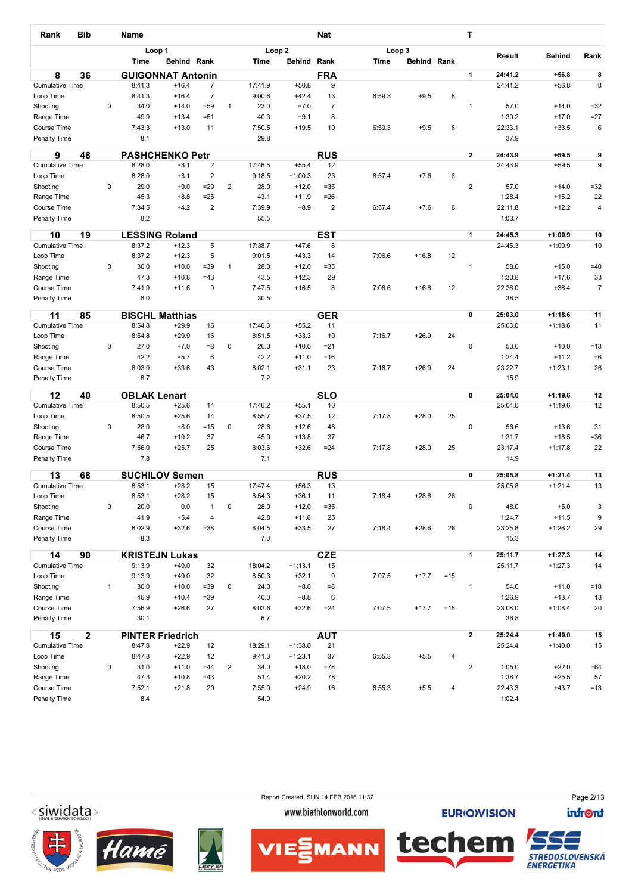| Rank | Bib | Name | | | | | | | Nat | | | | | T | | | |
|---|---|---|---|---|---|---|---|---|---|---|---|---|---|---|---|---|---|
| | | | Loop 1 | | | | Loop 2 | | | Loop 3 | | | | | Result | Behind | Rank |
| | | | Time | Behind | Rank | | Time | Behind | Rank | Time | Behind | Rank | | | | | |
| **8** | **36** | **GUIGONNAT Antonin** | | | | | | | **FRA** | | | | | **1** | **24:41.2** | **+56.8** | **8** |
| Cumulative Time | | | 8:41.3 | +16.4 | 7 | | 17:41.9 | +50.8 | 9 | | | | | | 24:41.2 | +56.8 | 8 |
| Loop Time | | | 8:41.3 | +16.4 | 7 | | 9:00.6 | +42.4 | 13 | 6:59.3 | +9.5 | 8 | | | | | |
| Shooting | | 0 | 34.0 | +14.0 | =59 | 1 | 23.0 | +7.0 | 7 | | | | | 1 | 57.0 | +14.0 | =32 |
| Range Time | | | 49.9 | +13.4 | =51 | | 40.3 | +9.1 | 8 | | | | | | 1:30.2 | +17.0 | =27 |
| Course Time | | | 7:43.3 | +13.0 | 11 | | 7:50.5 | +19.5 | 10 | 6:59.3 | +9.5 | 8 | | | 22:33.1 | +33.5 | 6 |
| Penalty Time | | | 8.1 | | | | 29.8 | | | | | | | | 37.9 | | |
| **9** | **48** | **PASHCHENKO Petr** | | | | | | | **RUS** | | | | | **2** | **24:43.9** | **+59.5** | **9** |
| Cumulative Time | | | 8:28.0 | +3.1 | 2 | | 17:46.5 | +55.4 | 12 | | | | | | 24:43.9 | +59.5 | 9 |
| Loop Time | | | 8:28.0 | +3.1 | 2 | | 9:18.5 | +1:00.3 | 23 | 6:57.4 | +7.6 | 6 | | | | | |
| Shooting | | 0 | 29.0 | +9.0 | =29 | 2 | 28.0 | +12.0 | =35 | | | | | 2 | 57.0 | +14.0 | =32 |
| Range Time | | | 45.3 | +8.8 | =25 | | 43.1 | +11.9 | =26 | | | | | | 1:28.4 | +15.2 | 22 |
| Course Time | | | 7:34.5 | +4.2 | 2 | | 7:39.9 | +8.9 | 2 | 6:57.4 | +7.6 | 6 | | | 22:11.8 | +12.2 | 4 |
| Penalty Time | | | 8.2 | | | | 55.5 | | | | | | | | 1:03.7 | | |
| **10** | **19** | **LESSING Roland** | | | | | | | **EST** | | | | | **1** | **24:45.3** | **+1:00.9** | **10** |
| Cumulative Time | | | 8:37.2 | +12.3 | 5 | | 17:38.7 | +47.6 | 8 | | | | | | 24:45.3 | +1:00.9 | 10 |
| Loop Time | | | 8:37.2 | +12.3 | 5 | | 9:01.5 | +43.3 | 14 | 7:06.6 | +16.8 | 12 | | | | | |
| Shooting | | 0 | 30.0 | +10.0 | =39 | 1 | 28.0 | +12.0 | =35 | | | | | 1 | 58.0 | +15.0 | =40 |
| Range Time | | | 47.3 | +10.8 | =43 | | 43.5 | +12.3 | 29 | | | | | | 1:30.8 | +17.6 | 33 |
| Course Time | | | 7:41.9 | +11.6 | 9 | | 7:47.5 | +16.5 | 8 | 7:06.6 | +16.8 | 12 | | | 22:36.0 | +36.4 | 7 |
| Penalty Time | | | 8.0 | | | | 30.5 | | | | | | | | 38.5 | | |
| **11** | **85** | **BISCHL Matthias** | | | | | | | **GER** | | | | | **0** | **25:03.0** | **+1:18.6** | **11** |
| Cumulative Time | | | 8:54.8 | +29.9 | 16 | | 17:46.3 | +55.2 | 11 | | | | | | 25:03.0 | +1:18.6 | 11 |
| Loop Time | | | 8:54.8 | +29.9 | 16 | | 8:51.5 | +33.3 | 10 | 7:16.7 | +26.9 | 24 | | | | | |
| Shooting | | 0 | 27.0 | +7.0 | =8 | 0 | 26.0 | +10.0 | =21 | | | | | 0 | 53.0 | +10.0 | =13 |
| Range Time | | | 42.2 | +5.7 | 6 | | 42.2 | +11.0 | =16 | | | | | | 1:24.4 | +11.2 | =6 |
| Course Time | | | 8:03.9 | +33.6 | 43 | | 8:02.1 | +31.1 | 23 | 7:16.7 | +26.9 | 24 | | | 23:22.7 | +1:23.1 | 26 |
| Penalty Time | | | 8.7 | | | | 7.2 | | | | | | | | 15.9 | | |
| **12** | **40** | **OBLAK Lenart** | | | | | | | **SLO** | | | | | **0** | **25:04.0** | **+1:19.6** | **12** |
| Cumulative Time | | | 8:50.5 | +25.6 | 14 | | 17:46.2 | +55.1 | 10 | | | | | | 25:04.0 | +1:19.6 | 12 |
| Loop Time | | | 8:50.5 | +25.6 | 14 | | 8:55.7 | +37.5 | 12 | 7:17.8 | +28.0 | 25 | | | | | |
| Shooting | | 0 | 28.0 | +8.0 | =15 | 0 | 28.6 | +12.6 | 48 | | | | | 0 | 56.6 | +13.6 | 31 |
| Range Time | | | 46.7 | +10.2 | 37 | | 45.0 | +13.8 | 37 | | | | | | 1:31.7 | +18.5 | =36 |
| Course Time | | | 7:56.0 | +25.7 | 25 | | 8:03.6 | +32.6 | =24 | 7:17.8 | +28.0 | 25 | | | 23:17.4 | +1:17.8 | 22 |
| Penalty Time | | | 7.8 | | | | 7.1 | | | | | | | | 14.9 | | |
| **13** | **68** | **SUCHILOV Semen** | | | | | | | **RUS** | | | | | **0** | **25:05.8** | **+1:21.4** | **13** |
| Cumulative Time | | | 8:53.1 | +28.2 | 15 | | 17:47.4 | +56.3 | 13 | | | | | | 25:05.8 | +1:21.4 | 13 |
| Loop Time | | | 8:53.1 | +28.2 | 15 | | 8:54.3 | +36.1 | 11 | 7:18.4 | +28.6 | 26 | | | | | |
| Shooting | | 0 | 20.0 | 0.0 | 1 | 0 | 28.0 | +12.0 | =35 | | | | | 0 | 48.0 | +5.0 | 3 |
| Range Time | | | 41.9 | +5.4 | 4 | | 42.8 | +11.6 | 25 | | | | | | 1:24.7 | +11.5 | 9 |
| Course Time | | | 8:02.9 | +32.6 | =38 | | 8:04.5 | +33.5 | 27 | 7:18.4 | +28.6 | 26 | | | 23:25.8 | +1:26.2 | 29 |
| Penalty Time | | | 8.3 | | | | 7.0 | | | | | | | | 15.3 | | |
| **14** | **90** | **KRISTEJN Lukas** | | | | | | | **CZE** | | | | | **1** | **25:11.7** | **+1:27.3** | **14** |
| Cumulative Time | | | 9:13.9 | +49.0 | 32 | | 18:04.2 | +1:13.1 | 15 | | | | | | 25:11.7 | +1:27.3 | 14 |
| Loop Time | | | 9:13.9 | +49.0 | 32 | | 8:50.3 | +32.1 | 9 | 7:07.5 | +17.7 | =15 | | | | | |
| Shooting | | 1 | 30.0 | +10.0 | =39 | 0 | 24.0 | +8.0 | =8 | | | | | 1 | 54.0 | +11.0 | =18 |
| Range Time | | | 46.9 | +10.4 | =39 | | 40.0 | +8.8 | 6 | | | | | | 1:26.9 | +13.7 | 18 |
| Course Time | | | 7:56.9 | +26.6 | 27 | | 8:03.6 | +32.6 | =24 | 7:07.5 | +17.7 | =15 | | | 23:08.0 | +1:08.4 | 20 |
| Penalty Time | | | 30.1 | | | | 6.7 | | | | | | | | 36.8 | | |
| **15** | **2** | **PINTER Friedrich** | | | | | | | **AUT** | | | | | **2** | **25:24.4** | **+1:40.0** | **15** |
| Cumulative Time | | | 8:47.8 | +22.9 | 12 | | 18:29.1 | +1:38.0 | 21 | | | | | | 25:24.4 | +1:40.0 | 15 |
| Loop Time | | | 8:47.8 | +22.9 | 12 | | 9:41.3 | +1:23.1 | 37 | 6:55.3 | +5.5 | 4 | | | | | |
| Shooting | | 0 | 31.0 | +11.0 | =44 | 2 | 34.0 | +18.0 | =78 | | | | | 2 | 1:05.0 | +22.0 | =64 |
| Range Time | | | 47.3 | +10.8 | =43 | | 51.4 | +20.2 | 78 | | | | | | 1:38.7 | +25.5 | 57 |
| Course Time | | | 7:52.1 | +21.8 | 20 | | 7:55.9 | +24.9 | 16 | 6:55.3 | +5.5 | 4 | | | 22:43.3 | +43.7 | =13 |
| Penalty Time | | | 8.4 | | | | 54.0 | | | | | | | | 1:02.4 | | |

Report Created SUN 14 FEB 2016 11:37

www.biathlonworld.com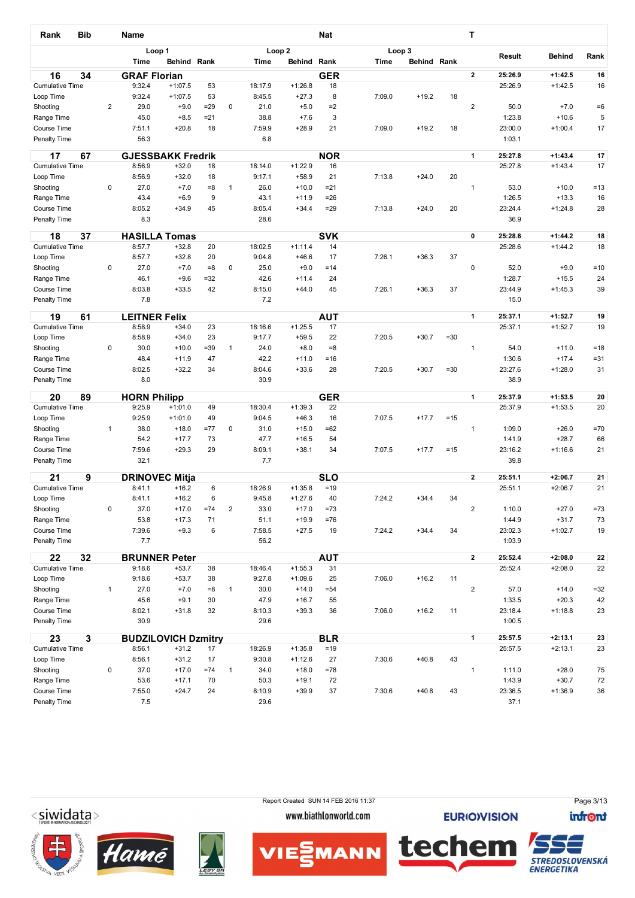| Rank | Bib | Name | | | | | | | | | Nat | | | | T | Result | Behind | Rank |
|---|---|---|---|---|---|---|---|---|---|---|---|---|---|---|---|---|---|---|
| | | | Loop 1 | | | | Loop 2 | | | | | Loop 3 | | | | | | |
| | | | Time | Behind | Rank | | Time | Behind | Rank | | | Time | Behind | Rank | | | | |
| **16** | **34** | **GRAF Florian** | | | | | | | | | **GER** | | | | **2** | **25:26.9** | **+1:42.5** | **16** |
| Cumulative Time | | | 9:32.4 | +1:07.5 | 53 | | 18:17.9 | +1:26.8 | 18 | | | | | | | 25:26.9 | +1:42.5 | 16 |
| Loop Time | | | 9:32.4 | +1:07.5 | 53 | | 8:45.5 | +27.3 | 8 | | | 7:09.0 | +19.2 | 18 | | | | |
| Shooting | | 2 | 29.0 | +9.0 | =29 | 0 | 21.0 | +5.0 | =2 | | | | | | 2 | 50.0 | +7.0 | =6 |
| Range Time | | | 45.0 | +8.5 | =21 | | 38.8 | +7.6 | 3 | | | | | | | 1:23.8 | +10.6 | 5 |
| Course Time | | | 7:51.1 | +20.8 | 18 | | 7:59.9 | +28.9 | 21 | | | 7:09.0 | +19.2 | 18 | | 23:00.0 | +1:00.4 | 17 |
| Penalty Time | | | 56.3 | | | | 6.8 | | | | | | | | | 1:03.1 | | |
| **17** | **67** | **GJESSBAKK Fredrik** | | | | | | | | | **NOR** | | | | **1** | **25:27.8** | **+1:43.4** | **17** |
| Cumulative Time | | | 8:56.9 | +32.0 | 18 | | 18:14.0 | +1:22.9 | 16 | | | | | | | 25:27.8 | +1:43.4 | 17 |
| Loop Time | | | 8:56.9 | +32.0 | 18 | | 9:17.1 | +58.9 | 21 | | | 7:13.8 | +24.0 | 20 | | | | |
| Shooting | | 0 | 27.0 | +7.0 | =8 | 1 | 26.0 | +10.0 | =21 | | | | | | 1 | 53.0 | +10.0 | =13 |
| Range Time | | | 43.4 | +6.9 | 9 | | 43.1 | +11.9 | =26 | | | | | | | 1:26.5 | +13.3 | 16 |
| Course Time | | | 8:05.2 | +34.9 | 45 | | 8:05.4 | +34.4 | =29 | | | 7:13.8 | +24.0 | 20 | | 23:24.4 | +1:24.8 | 28 |
| Penalty Time | | | 8.3 | | | | 28.6 | | | | | | | | | 36.9 | | |
| **18** | **37** | **HASILLA Tomas** | | | | | | | | | **SVK** | | | | **0** | **25:28.6** | **+1:44.2** | **18** |
| Cumulative Time | | | 8:57.7 | +32.8 | 20 | | 18:02.5 | +1:11.4 | 14 | | | | | | | 25:28.6 | +1:44.2 | 18 |
| Loop Time | | | 8:57.7 | +32.8 | 20 | | 9:04.8 | +46.6 | 17 | | | 7:26.1 | +36.3 | 37 | | | | |
| Shooting | | 0 | 27.0 | +7.0 | =8 | 0 | 25.0 | +9.0 | =14 | | | | | | 0 | 52.0 | +9.0 | =10 |
| Range Time | | | 46.1 | +9.6 | =32 | | 42.6 | +11.4 | 24 | | | | | | | 1:28.7 | +15.5 | 24 |
| Course Time | | | 8:03.8 | +33.5 | 42 | | 8:15.0 | +44.0 | 45 | | | 7:26.1 | +36.3 | 37 | | 23:44.9 | +1:45.3 | 39 |
| Penalty Time | | | 7.8 | | | | 7.2 | | | | | | | | | 15.0 | | |
| **19** | **61** | **LEITNER Felix** | | | | | | | | | **AUT** | | | | **1** | **25:37.1** | **+1:52.7** | **19** |
| Cumulative Time | | | 8:58.9 | +34.0 | 23 | | 18:16.6 | +1:25.5 | 17 | | | | | | | 25:37.1 | +1:52.7 | 19 |
| Loop Time | | | 8:58.9 | +34.0 | 23 | | 9:17.7 | +59.5 | 22 | | | 7:20.5 | +30.7 | =30 | | | | |
| Shooting | | 0 | 30.0 | +10.0 | =39 | 1 | 24.0 | +8.0 | =8 | | | | | | 1 | 54.0 | +11.0 | =18 |
| Range Time | | | 48.4 | +11.9 | 47 | | 42.2 | +11.0 | =16 | | | | | | | 1:30.6 | +17.4 | =31 |
| Course Time | | | 8:02.5 | +32.2 | 34 | | 8:04.6 | +33.6 | 28 | | | 7:20.5 | +30.7 | =30 | | 23:27.6 | +1:28.0 | 31 |
| Penalty Time | | | 8.0 | | | | 30.9 | | | | | | | | | 38.9 | | |
| **20** | **89** | **HORN Philipp** | | | | | | | | | **GER** | | | | **1** | **25:37.9** | **+1:53.5** | **20** |
| Cumulative Time | | | 9:25.9 | +1:01.0 | 49 | | 18:30.4 | +1:39.3 | 22 | | | | | | | 25:37.9 | +1:53.5 | 20 |
| Loop Time | | | 9:25.9 | +1:01.0 | 49 | | 9:04.5 | +46.3 | 16 | | | 7:07.5 | +17.7 | =15 | | | | |
| Shooting | | 1 | 38.0 | +18.0 | =77 | 0 | 31.0 | +15.0 | =62 | | | | | | 1 | 1:09.0 | +26.0 | =70 |
| Range Time | | | 54.2 | +17.7 | 73 | | 47.7 | +16.5 | 54 | | | | | | | 1:41.9 | +28.7 | 66 |
| Course Time | | | 7:59.6 | +29.3 | 29 | | 8:09.1 | +38.1 | 34 | | | 7:07.5 | +17.7 | =15 | | 23:16.2 | +1:16.6 | 21 |
| Penalty Time | | | 32.1 | | | | 7.7 | | | | | | | | | 39.8 | | |
| **21** | **9** | **DRINOVEC Mitja** | | | | | | | | | **SLO** | | | | **2** | **25:51.1** | **+2:06.7** | **21** |
| Cumulative Time | | | 8:41.1 | +16.2 | 6 | | 18:26.9 | +1:35.8 | =19 | | | | | | | 25:51.1 | +2:06.7 | 21 |
| Loop Time | | | 8:41.1 | +16.2 | 6 | | 9:45.8 | +1:27.6 | 40 | | | 7:24.2 | +34.4 | 34 | | | | |
| Shooting | | 0 | 37.0 | +17.0 | =74 | 2 | 33.0 | +17.0 | =73 | | | | | | 2 | 1:10.0 | +27.0 | =73 |
| Range Time | | | 53.8 | +17.3 | 71 | | 51.1 | +19.9 | =76 | | | | | | | 1:44.9 | +31.7 | 73 |
| Course Time | | | 7:39.6 | +9.3 | 6 | | 7:58.5 | +27.5 | 19 | | | 7:24.2 | +34.4 | 34 | | 23:02.3 | +1:02.7 | 19 |
| Penalty Time | | | 7.7 | | | | 56.2 | | | | | | | | | 1:03.9 | | |
| **22** | **32** | **BRUNNER Peter** | | | | | | | | | **AUT** | | | | **2** | **25:52.4** | **+2:08.0** | **22** |
| Cumulative Time | | | 9:18.6 | +53.7 | 38 | | 18:46.4 | +1:55.3 | 31 | | | | | | | 25:52.4 | +2:08.0 | 22 |
| Loop Time | | | 9:18.6 | +53.7 | 38 | | 9:27.8 | +1:09.6 | 25 | | | 7:06.0 | +16.2 | 11 | | | | |
| Shooting | | 1 | 27.0 | +7.0 | =8 | 1 | 30.0 | +14.0 | =54 | | | | | | 2 | 57.0 | +14.0 | =32 |
| Range Time | | | 45.6 | +9.1 | 30 | | 47.9 | +16.7 | 55 | | | | | | | 1:33.5 | +20.3 | 42 |
| Course Time | | | 8:02.1 | +31.8 | 32 | | 8:10.3 | +39.3 | 36 | | | 7:06.0 | +16.2 | 11 | | 23:18.4 | +1:18.8 | 23 |
| Penalty Time | | | 30.9 | | | | 29.6 | | | | | | | | | 1:00.5 | | |
| **23** | **3** | **BUDZILOVICH Dzmitry** | | | | | | | | | **BLR** | | | | **1** | **25:57.5** | **+2:13.1** | **23** |
| Cumulative Time | | | 8:56.1 | +31.2 | 17 | | 18:26.9 | +1:35.8 | =19 | | | | | | | 25:57.5 | +2:13.1 | 23 |
| Loop Time | | | 8:56.1 | +31.2 | 17 | | 9:30.8 | +1:12.6 | 27 | | | 7:30.6 | +40.8 | 43 | | | | |
| Shooting | | 0 | 37.0 | +17.0 | =74 | 1 | 34.0 | +18.0 | =78 | | | | | | 1 | 1:11.0 | +28.0 | 75 |
| Range Time | | | 53.6 | +17.1 | 70 | | 50.3 | +19.1 | 72 | | | | | | | 1:43.9 | +30.7 | 72 |
| Course Time | | | 7:55.0 | +24.7 | 24 | | 8:10.9 | +39.9 | 37 | | | 7:30.6 | +40.8 | 43 | | 23:36.5 | +1:36.9 | 36 |
| Penalty Time | | | 7.5 | | | | 29.6 | | | | | | | | | 37.1 | | |

Report Created SUN 14 FEB 2016 11:37

www.biathlonworld.com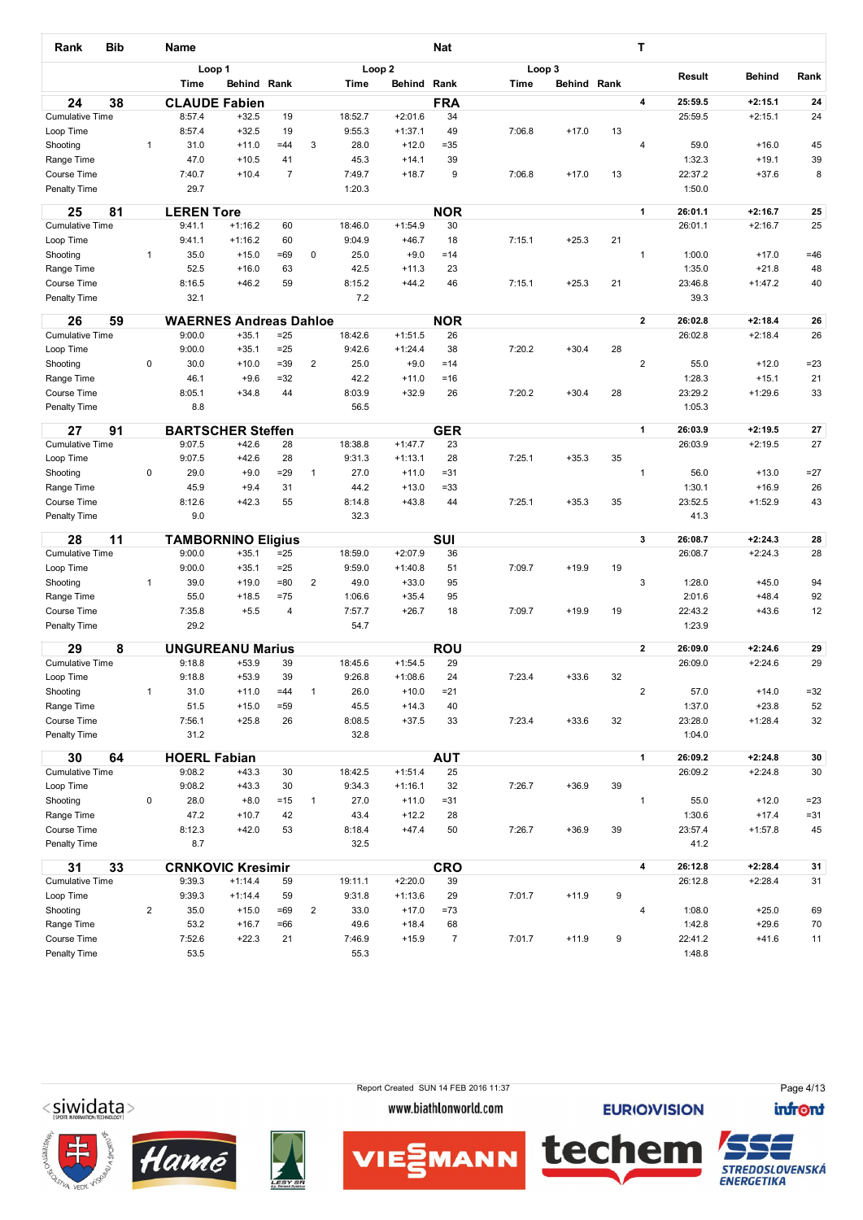| Rank | Bib | | Name | | | | | Nat | | | | T | Result | Behind | Rank |
|---|---|---|---|---|---|---|---|---|---|---|---|---|---|---|---|
| | | | Loop 1 | | | Loop 2 | | | Loop 3 | | | | | | |
| | | | Time | Behind | Rank | | Time | Behind | Rank | Time | Behind | Rank | | | |
| **24** | **38** | | **CLAUDE Fabien** | | | | | **FRA** | | | | **4** | **25:59.5** | **+2:15.1** | **24** |
| Cumulative Time | | | 8:57.4 | +32.5 | 19 | | 18:52.7 | +2:01.6 | 34 | | | | 25:59.5 | +2:15.1 | 24 |
| Loop Time | | | 8:57.4 | +32.5 | 19 | | 9:55.3 | +1:37.1 | 49 | 7:06.8 | +17.0 | 13 | | | |
| Shooting | | 1 | 31.0 | +11.0 | =44 | 3 | 28.0 | +12.0 | =35 | | | | 4 | 59.0 | +16.0 | 45 |
| Range Time | | | 47.0 | +10.5 | 41 | | 45.3 | +14.1 | 39 | | | | 1:32.3 | +19.1 | 39 |
| Course Time | | | 7:40.7 | +10.4 | 7 | | 7:49.7 | +18.7 | 9 | 7:06.8 | +17.0 | 13 | 22:37.2 | +37.6 | 8 |
| Penalty Time | | | 29.7 | | | | 1:20.3 | | | | | | 1:50.0 | | |
| **25** | **81** | | **LEREN Tore** | | | | | **NOR** | | | | **1** | **26:01.1** | **+2:16.7** | **25** |
| Cumulative Time | | | 9:41.1 | +1:16.2 | 60 | | 18:46.0 | +1:54.9 | 30 | | | | 26:01.1 | +2:16.7 | 25 |
| Loop Time | | | 9:41.1 | +1:16.2 | 60 | | 9:04.9 | +46.7 | 18 | 7:15.1 | +25.3 | 21 | | | |
| Shooting | | 1 | 35.0 | +15.0 | =69 | 0 | 25.0 | +9.0 | =14 | | | | 1 | 1:00.0 | +17.0 | =46 |
| Range Time | | | 52.5 | +16.0 | 63 | | 42.5 | +11.3 | 23 | | | | 1:35.0 | +21.8 | 48 |
| Course Time | | | 8:16.5 | +46.2 | 59 | | 8:15.2 | +44.2 | 46 | 7:15.1 | +25.3 | 21 | 23:46.8 | +1:47.2 | 40 |
| Penalty Time | | | 32.1 | | | | 7.2 | | | | | | 39.3 | | |
| **26** | **59** | | **WAERNES Andreas Dahloe** | | | | | **NOR** | | | | **2** | **26:02.8** | **+2:18.4** | **26** |
| Cumulative Time | | | 9:00.0 | +35.1 | =25 | | 18:42.6 | +1:51.5 | 26 | | | | 26:02.8 | +2:18.4 | 26 |
| Loop Time | | | 9:00.0 | +35.1 | =25 | | 9:42.6 | +1:24.4 | 38 | 7:20.2 | +30.4 | 28 | | | |
| Shooting | | 0 | 30.0 | +10.0 | =39 | 2 | 25.0 | +9.0 | =14 | | | | 2 | 55.0 | +12.0 | =23 |
| Range Time | | | 46.1 | +9.6 | =32 | | 42.2 | +11.0 | =16 | | | | 1:28.3 | +15.1 | 21 |
| Course Time | | | 8:05.1 | +34.8 | 44 | | 8:03.9 | +32.9 | 26 | 7:20.2 | +30.4 | 28 | 23:29.2 | +1:29.6 | 33 |
| Penalty Time | | | 8.8 | | | | 56.5 | | | | | | 1:05.3 | | |
| **27** | **91** | | **BARTSCHER Steffen** | | | | | **GER** | | | | **1** | **26:03.9** | **+2:19.5** | **27** |
| Cumulative Time | | | 9:07.5 | +42.6 | 28 | | 18:38.8 | +1:47.7 | 23 | | | | 26:03.9 | +2:19.5 | 27 |
| Loop Time | | | 9:07.5 | +42.6 | 28 | | 9:31.3 | +1:13.1 | 28 | 7:25.1 | +35.3 | 35 | | | |
| Shooting | | 0 | 29.0 | +9.0 | =29 | 1 | 27.0 | +11.0 | =31 | | | | 1 | 56.0 | +13.0 | =27 |
| Range Time | | | 45.9 | +9.4 | 31 | | 44.2 | +13.0 | =33 | | | | 1:30.1 | +16.9 | 26 |
| Course Time | | | 8:12.6 | +42.3 | 55 | | 8:14.8 | +43.8 | 44 | 7:25.1 | +35.3 | 35 | 23:52.5 | +1:52.9 | 43 |
| Penalty Time | | | 9.0 | | | | 32.3 | | | | | | 41.3 | | |
| **28** | **11** | | **TAMBORNINO Eligius** | | | | | **SUI** | | | | **3** | **26:08.7** | **+2:24.3** | **28** |
| Cumulative Time | | | 9:00.0 | +35.1 | =25 | | 18:59.0 | +2:07.9 | 36 | | | | 26:08.7 | +2:24.3 | 28 |
| Loop Time | | | 9:00.0 | +35.1 | =25 | | 9:59.0 | +1:40.8 | 51 | 7:09.7 | +19.9 | 19 | | | |
| Shooting | | 1 | 39.0 | +19.0 | =80 | 2 | 49.0 | +33.0 | 95 | | | | 3 | 1:28.0 | +45.0 | 94 |
| Range Time | | | 55.0 | +18.5 | =75 | | 1:06.6 | +35.4 | 95 | | | | 2:01.6 | +48.4 | 92 |
| Course Time | | | 7:35.8 | +5.5 | 4 | | 7:57.7 | +26.7 | 18 | 7:09.7 | +19.9 | 19 | 22:43.2 | +43.6 | 12 |
| Penalty Time | | | 29.2 | | | | 54.7 | | | | | | 1:23.9 | | |
| **29** | **8** | | **UNGUREANU Marius** | | | | | **ROU** | | | | **2** | **26:09.0** | **+2:24.6** | **29** |
| Cumulative Time | | | 9:18.8 | +53.9 | 39 | | 18:45.6 | +1:54.5 | 29 | | | | 26:09.0 | +2:24.6 | 29 |
| Loop Time | | | 9:18.8 | +53.9 | 39 | | 9:26.8 | +1:08.6 | 24 | 7:23.4 | +33.6 | 32 | | | |
| Shooting | | 1 | 31.0 | +11.0 | =44 | 1 | 26.0 | +10.0 | =21 | | | | 2 | 57.0 | +14.0 | =32 |
| Range Time | | | 51.5 | +15.0 | =59 | | 45.5 | +14.3 | 40 | | | | 1:37.0 | +23.8 | 52 |
| Course Time | | | 7:56.1 | +25.8 | 26 | | 8:08.5 | +37.5 | 33 | 7:23.4 | +33.6 | 32 | 23:28.0 | +1:28.4 | 32 |
| Penalty Time | | | 31.2 | | | | 32.8 | | | | | | 1:04.0 | | |
| **30** | **64** | | **HOERL Fabian** | | | | | **AUT** | | | | **1** | **26:09.2** | **+2:24.8** | **30** |
| Cumulative Time | | | 9:08.2 | +43.3 | 30 | | 18:42.5 | +1:51.4 | 25 | | | | 26:09.2 | +2:24.8 | 30 |
| Loop Time | | | 9:08.2 | +43.3 | 30 | | 9:34.3 | +1:16.1 | 32 | 7:26.7 | +36.9 | 39 | | | |
| Shooting | | 0 | 28.0 | +8.0 | =15 | 1 | 27.0 | +11.0 | =31 | | | | 1 | 55.0 | +12.0 | =23 |
| Range Time | | | 47.2 | +10.7 | 42 | | 43.4 | +12.2 | 28 | | | | 1:30.6 | +17.4 | =31 |
| Course Time | | | 8:12.3 | +42.0 | 53 | | 8:18.4 | +47.4 | 50 | 7:26.7 | +36.9 | 39 | 23:57.4 | +1:57.8 | 45 |
| Penalty Time | | | 8.7 | | | | 32.5 | | | | | | 41.2 | | |
| **31** | **33** | | **CRNKOVIC Kresimir** | | | | | **CRO** | | | | **4** | **26:12.8** | **+2:28.4** | **31** |
| Cumulative Time | | | 9:39.3 | +1:14.4 | 59 | | 19:11.1 | +2:20.0 | 39 | | | | 26:12.8 | +2:28.4 | 31 |
| Loop Time | | | 9:39.3 | +1:14.4 | 59 | | 9:31.8 | +1:13.6 | 29 | 7:01.7 | +11.9 | 9 | | | |
| Shooting | | 2 | 35.0 | +15.0 | =69 | 2 | 33.0 | +17.0 | =73 | | | | 4 | 1:08.0 | +25.0 | 69 |
| Range Time | | | 53.2 | +16.7 | =66 | | 49.6 | +18.4 | 68 | | | | 1:42.8 | +29.6 | 70 |
| Course Time | | | 7:52.6 | +22.3 | 21 | | 7:46.9 | +15.9 | 7 | 7:01.7 | +11.9 | 9 | 22:41.2 | +41.6 | 11 |
| Penalty Time | | | 53.5 | | | | 55.3 | | | | | | 1:48.8 | | |

Report Created SUN 14 FEB 2016 11:37

www.biathlonworld.com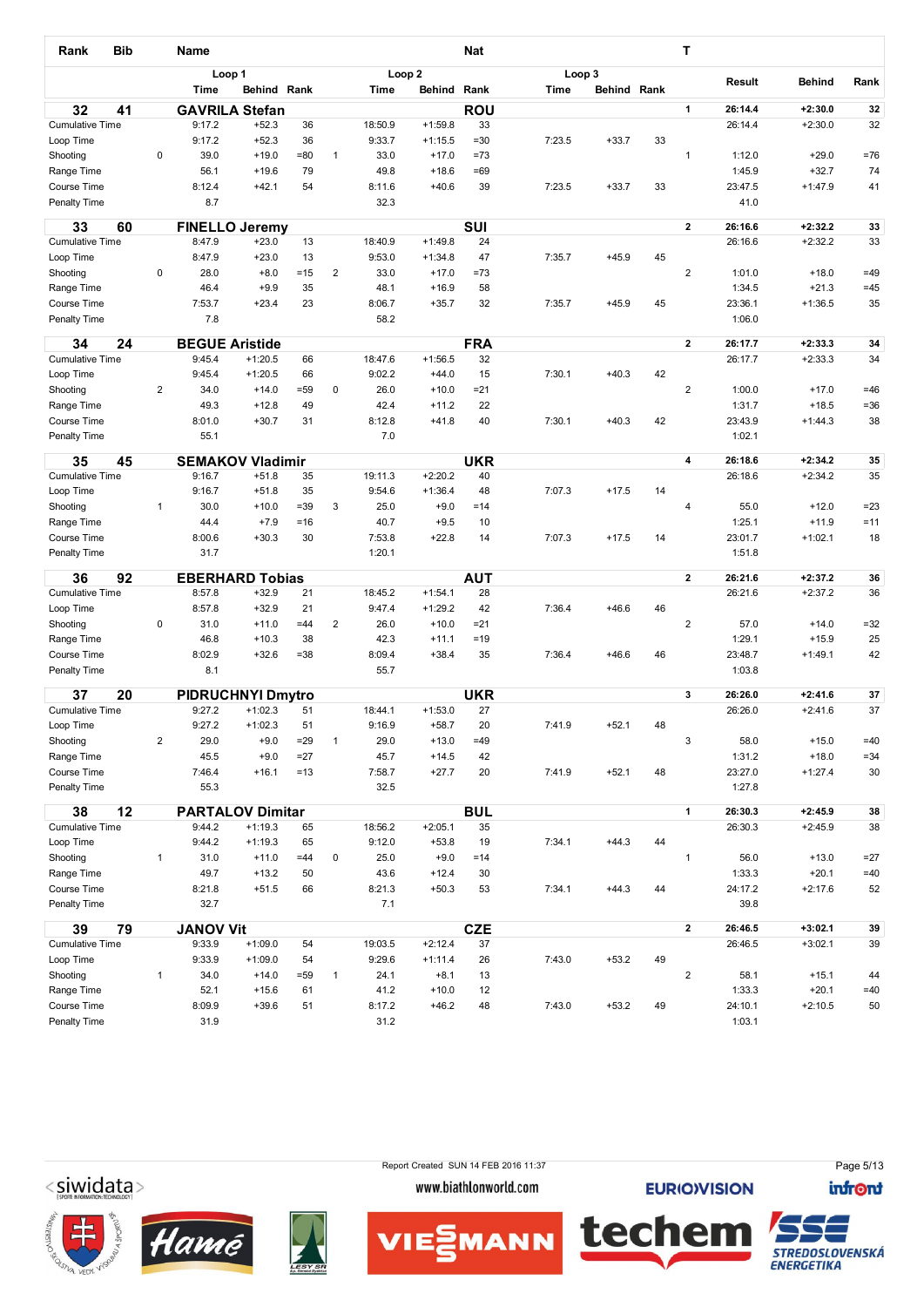| Rank | Bib | Name | | Loop 1 | | | | Loop 2 | | | Nat | Loop 3 | | | T | Result | Behind | Rank |
|---|---|---|---|---|---|---|---|---|---|---|---|---|---|---|---|---|---|---|
| | | | | Time | Behind | Rank | | Time | Behind | Rank | | Time | Behind | Rank | | | | |
| **32** | **41** | **GAVRILA Stefan** | | | | | | | | | **ROU** | | | | **1** | **26:14.4** | **+2:30.0** | **32** |
| Cumulative Time | | | | 9:17.2 | +52.3 | 36 | | 18:50.9 | +1:59.8 | 33 | | | | | | 26:14.4 | +2:30.0 | 32 |
| Loop Time | | | | 9:17.2 | +52.3 | 36 | | 9:33.7 | +1:15.5 | =30 | | 7:23.5 | +33.7 | 33 | | | | |
| Shooting | | | 0 | 39.0 | +19.0 | =80 | 1 | 33.0 | +17.0 | =73 | | | | | 1 | 1:12.0 | +29.0 | =76 |
| Range Time | | | | 56.1 | +19.6 | 79 | | 49.8 | +18.6 | =69 | | | | | | 1:45.9 | +32.7 | 74 |
| Course Time | | | | 8:12.4 | +42.1 | 54 | | 8:11.6 | +40.6 | 39 | | 7:23.5 | +33.7 | 33 | | 23:47.5 | +1:47.9 | 41 |
| Penalty Time | | | | 8.7 | | | | 32.3 | | | | | | | | 41.0 | | |
| **33** | **60** | **FINELLO Jeremy** | | | | | | | | | **SUI** | | | | **2** | **26:16.6** | **+2:32.2** | **33** |
| Cumulative Time | | | | 8:47.9 | +23.0 | 13 | | 18:40.9 | +1:49.8 | 24 | | | | | | 26:16.6 | +2:32.2 | 33 |
| Loop Time | | | | 8:47.9 | +23.0 | 13 | | 9:53.0 | +1:34.8 | 47 | | 7:35.7 | +45.9 | 45 | | | | |
| Shooting | | | 0 | 28.0 | +8.0 | =15 | 2 | 33.0 | +17.0 | =73 | | | | | 2 | 1:01.0 | +18.0 | =49 |
| Range Time | | | | 46.4 | +9.9 | 35 | | 48.1 | +16.9 | 58 | | | | | | 1:34.5 | +21.3 | =45 |
| Course Time | | | | 7:53.7 | +23.4 | 23 | | 8:06.7 | +35.7 | 32 | | 7:35.7 | +45.9 | 45 | | 23:36.1 | +1:36.5 | 35 |
| Penalty Time | | | | 7.8 | | | | 58.2 | | | | | | | | 1:06.0 | | |
| **34** | **24** | **BEGUE Aristide** | | | | | | | | | **FRA** | | | | **2** | **26:17.7** | **+2:33.3** | **34** |
| Cumulative Time | | | | 9:45.4 | +1:20.5 | 66 | | 18:47.6 | +1:56.5 | 32 | | | | | | 26:17.7 | +2:33.3 | 34 |
| Loop Time | | | | 9:45.4 | +1:20.5 | 66 | | 9:02.2 | +44.0 | 15 | | 7:30.1 | +40.3 | 42 | | | | |
| Shooting | | | 2 | 34.0 | +14.0 | =59 | 0 | 26.0 | +10.0 | =21 | | | | | 2 | 1:00.0 | +17.0 | =46 |
| Range Time | | | | 49.3 | +12.8 | 49 | | 42.4 | +11.2 | 22 | | | | | | 1:31.7 | +18.5 | =36 |
| Course Time | | | | 8:01.0 | +30.7 | 31 | | 8:12.8 | +41.8 | 40 | | 7:30.1 | +40.3 | 42 | | 23:43.9 | +1:44.3 | 38 |
| Penalty Time | | | | 55.1 | | | | 7.0 | | | | | | | | 1:02.1 | | |
| **35** | **45** | **SEMAKOV Vladimir** | | | | | | | | | **UKR** | | | | **4** | **26:18.6** | **+2:34.2** | **35** |
| Cumulative Time | | | | 9:16.7 | +51.8 | 35 | | 19:11.3 | +2:20.2 | 40 | | | | | | 26:18.6 | +2:34.2 | 35 |
| Loop Time | | | | 9:16.7 | +51.8 | 35 | | 9:54.6 | +1:36.4 | 48 | | 7:07.3 | +17.5 | 14 | | | | |
| Shooting | | | 1 | 30.0 | +10.0 | =39 | 3 | 25.0 | +9.0 | =14 | | | | | 4 | 55.0 | +12.0 | =23 |
| Range Time | | | | 44.4 | +7.9 | =16 | | 40.7 | +9.5 | 10 | | | | | | 1:25.1 | +11.9 | =11 |
| Course Time | | | | 8:00.6 | +30.3 | 30 | | 7:53.8 | +22.8 | 14 | | 7:07.3 | +17.5 | 14 | | 23:01.7 | +1:02.1 | 18 |
| Penalty Time | | | | 31.7 | | | | 1:20.1 | | | | | | | | 1:51.8 | | |
| **36** | **92** | **EBERHARD Tobias** | | | | | | | | | **AUT** | | | | **2** | **26:21.6** | **+2:37.2** | **36** |
| Cumulative Time | | | | 8:57.8 | +32.9 | 21 | | 18:45.2 | +1:54.1 | 28 | | | | | | 26:21.6 | +2:37.2 | 36 |
| Loop Time | | | | 8:57.8 | +32.9 | 21 | | 9:47.4 | +1:29.2 | 42 | | 7:36.4 | +46.6 | 46 | | | | |
| Shooting | | | 0 | 31.0 | +11.0 | =44 | 2 | 26.0 | +10.0 | =21 | | | | | 2 | 57.0 | +14.0 | =32 |
| Range Time | | | | 46.8 | +10.3 | 38 | | 42.3 | +11.1 | =19 | | | | | | 1:29.1 | +15.9 | 25 |
| Course Time | | | | 8:02.9 | +32.6 | =38 | | 8:09.4 | +38.4 | 35 | | 7:36.4 | +46.6 | 46 | | 23:48.7 | +1:49.1 | 42 |
| Penalty Time | | | | 8.1 | | | | 55.7 | | | | | | | | 1:03.8 | | |
| **37** | **20** | **PIDRUCHNYI Dmytro** | | | | | | | | | **UKR** | | | | **3** | **26:26.0** | **+2:41.6** | **37** |
| Cumulative Time | | | | 9:27.2 | +1:02.3 | 51 | | 18:44.1 | +1:53.0 | 27 | | | | | | 26:26.0 | +2:41.6 | 37 |
| Loop Time | | | | 9:27.2 | +1:02.3 | 51 | | 9:16.9 | +58.7 | 20 | | 7:41.9 | +52.1 | 48 | | | | |
| Shooting | | | 2 | 29.0 | +9.0 | =29 | 1 | 29.0 | +13.0 | =49 | | | | | 3 | 58.0 | +15.0 | =40 |
| Range Time | | | | 45.5 | +9.0 | =27 | | 45.7 | +14.5 | 42 | | | | | | 1:31.2 | +18.0 | =34 |
| Course Time | | | | 7:46.4 | +16.1 | =13 | | 7:58.7 | +27.7 | 20 | | 7:41.9 | +52.1 | 48 | | 23:27.0 | +1:27.4 | 30 |
| Penalty Time | | | | 55.3 | | | | 32.5 | | | | | | | | 1:27.8 | | |
| **38** | **12** | **PARTALOV Dimitar** | | | | | | | | | **BUL** | | | | **1** | **26:30.3** | **+2:45.9** | **38** |
| Cumulative Time | | | | 9:44.2 | +1:19.3 | 65 | | 18:56.2 | +2:05.1 | 35 | | | | | | 26:30.3 | +2:45.9 | 38 |
| Loop Time | | | | 9:44.2 | +1:19.3 | 65 | | 9:12.0 | +53.8 | 19 | | 7:34.1 | +44.3 | 44 | | | | |
| Shooting | | | 1 | 31.0 | +11.0 | =44 | 0 | 25.0 | +9.0 | =14 | | | | | 1 | 56.0 | +13.0 | =27 |
| Range Time | | | | 49.7 | +13.2 | 50 | | 43.6 | +12.4 | 30 | | | | | | 1:33.3 | +20.1 | =40 |
| Course Time | | | | 8:21.8 | +51.5 | 66 | | 8:21.3 | +50.3 | 53 | | 7:34.1 | +44.3 | 44 | | 24:17.2 | +2:17.6 | 52 |
| Penalty Time | | | | 32.7 | | | | 7.1 | | | | | | | | 39.8 | | |
| **39** | **79** | **JANOV Vit** | | | | | | | | | **CZE** | | | | **2** | **26:46.5** | **+3:02.1** | **39** |
| Cumulative Time | | | | 9:33.9 | +1:09.0 | 54 | | 19:03.5 | +2:12.4 | 37 | | | | | | 26:46.5 | +3:02.1 | 39 |
| Loop Time | | | | 9:33.9 | +1:09.0 | 54 | | 9:29.6 | +1:11.4 | 26 | | 7:43.0 | +53.2 | 49 | | | | |
| Shooting | | | 1 | 34.0 | +14.0 | =59 | 1 | 24.1 | +8.1 | 13 | | | | | 2 | 58.1 | +15.1 | 44 |
| Range Time | | | | 52.1 | +15.6 | 61 | | 41.2 | +10.0 | 12 | | | | | | 1:33.3 | +20.1 | =40 |
| Course Time | | | | 8:09.9 | +39.6 | 51 | | 8:17.2 | +46.2 | 48 | | 7:43.0 | +53.2 | 49 | | 24:10.1 | +2:10.5 | 50 |
| Penalty Time | | | | 31.9 | | | | 31.2 | | | | | | | | 1:03.1 | | |

Report Created SUN 14 FEB 2016 11:37

www.biathlonworld.com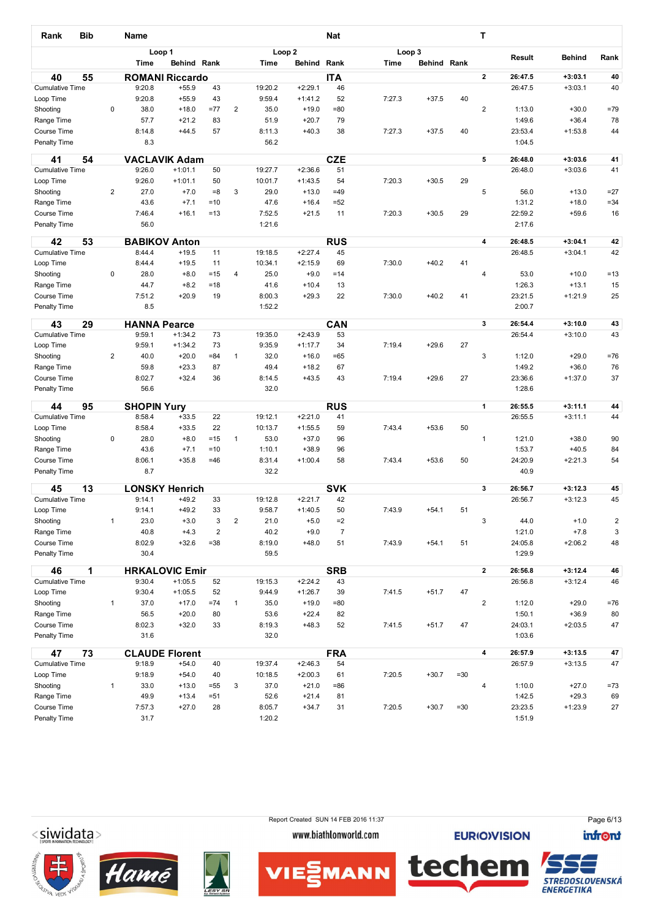| Rank | Bib | Name | | Loop 1 Time | Behind | Rank | | Loop 2 Time | Behind | Rank | Loop 3 Time | Behind | Rank | T | Result | Behind | Rank |
|---|---|---|---|---|---|---|---|---|---|---|---|---|---|---|---|---|---|
| **40** | **55** | **ROMANI Riccardo** | | | | | | | | **ITA** | | | | **2** | **26:47.5** | **+3:03.1** | **40** |
| Cumulative Time | | | | 9:20.8 | +55.9 | 43 | | 19:20.2 | +2:29.1 | 46 | | | | | 26:47.5 | +3:03.1 | 40 |
| Loop Time | | | | 9:20.8 | +55.9 | 43 | | 9:59.4 | +1:41.2 | 52 | 7:27.3 | +37.5 | 40 | | | | |
| Shooting | | | 0 | 38.0 | +18.0 | =77 | 2 | 35.0 | +19.0 | =80 | | | | 2 | 1:13.0 | +30.0 | =79 |
| Range Time | | | | 57.7 | +21.2 | 83 | | 51.9 | +20.7 | 79 | | | | | 1:49.6 | +36.4 | 78 |
| Course Time | | | | 8:14.8 | +44.5 | 57 | | 8:11.3 | +40.3 | 38 | 7:27.3 | +37.5 | 40 | | 23:53.4 | +1:53.8 | 44 |
| Penalty Time | | | | 8.3 | | | | 56.2 | | | | | | | 1:04.5 | | |
| **41** | **54** | **VACLAVIK Adam** | | | | | | | | **CZE** | | | | **5** | **26:48.0** | **+3:03.6** | **41** |
| Cumulative Time | | | | 9:26.0 | +1:01.1 | 50 | | 19:27.7 | +2:36.6 | 51 | | | | | 26:48.0 | +3:03.6 | 41 |
| Loop Time | | | | 9:26.0 | +1:01.1 | 50 | | 10:01.7 | +1:43.5 | 54 | 7:20.3 | +30.5 | 29 | | | | |
| Shooting | | | 2 | 27.0 | +7.0 | =8 | 3 | 29.0 | +13.0 | =49 | | | | 5 | 56.0 | +13.0 | =27 |
| Range Time | | | | 43.6 | +7.1 | =10 | | 47.6 | +16.4 | =52 | | | | | 1:31.2 | +18.0 | =34 |
| Course Time | | | | 7:46.4 | +16.1 | =13 | | 7:52.5 | +21.5 | 11 | 7:20.3 | +30.5 | 29 | | 22:59.2 | +59.6 | 16 |
| Penalty Time | | | | 56.0 | | | | 1:21.6 | | | | | | | 2:17.6 | | |
| **42** | **53** | **BABIKOV Anton** | | | | | | | | **RUS** | | | | **4** | **26:48.5** | **+3:04.1** | **42** |
| Cumulative Time | | | | 8:44.4 | +19.5 | 11 | | 19:18.5 | +2:27.4 | 45 | | | | | 26:48.5 | +3:04.1 | 42 |
| Loop Time | | | | 8:44.4 | +19.5 | 11 | | 10:34.1 | +2:15.9 | 69 | 7:30.0 | +40.2 | 41 | | | | |
| Shooting | | | 0 | 28.0 | +8.0 | =15 | 4 | 25.0 | +9.0 | =14 | | | | 4 | 53.0 | +10.0 | =13 |
| Range Time | | | | 44.7 | +8.2 | =18 | | 41.6 | +10.4 | 13 | | | | | 1:26.3 | +13.1 | 15 |
| Course Time | | | | 7:51.2 | +20.9 | 19 | | 8:00.3 | +29.3 | 22 | 7:30.0 | +40.2 | 41 | | 23:21.5 | +1:21.9 | 25 |
| Penalty Time | | | | 8.5 | | | | 1:52.2 | | | | | | | 2:00.7 | | |
| **43** | **29** | **HANNA Pearce** | | | | | | | | **CAN** | | | | **3** | **26:54.4** | **+3:10.0** | **43** |
| Cumulative Time | | | | 9:59.1 | +1:34.2 | 73 | | 19:35.0 | +2:43.9 | 53 | | | | | 26:54.4 | +3:10.0 | 43 |
| Loop Time | | | | 9:59.1 | +1:34.2 | 73 | | 9:35.9 | +1:17.7 | 34 | 7:19.4 | +29.6 | 27 | | | | |
| Shooting | | | 2 | 40.0 | +20.0 | =84 | 1 | 32.0 | +16.0 | =65 | | | | 3 | 1:12.0 | +29.0 | =76 |
| Range Time | | | | 59.8 | +23.3 | 87 | | 49.4 | +18.2 | 67 | | | | | 1:49.2 | +36.0 | 76 |
| Course Time | | | | 8:02.7 | +32.4 | 36 | | 8:14.5 | +43.5 | 43 | 7:19.4 | +29.6 | 27 | | 23:36.6 | +1:37.0 | 37 |
| Penalty Time | | | | 56.6 | | | | 32.0 | | | | | | | 1:28.6 | | |
| **44** | **95** | **SHOPIN Yury** | | | | | | | | **RUS** | | | | **1** | **26:55.5** | **+3:11.1** | **44** |
| Cumulative Time | | | | 8:58.4 | +33.5 | 22 | | 19:12.1 | +2:21.0 | 41 | | | | | 26:55.5 | +3:11.1 | 44 |
| Loop Time | | | | 8:58.4 | +33.5 | 22 | | 10:13.7 | +1:55.5 | 59 | 7:43.4 | +53.6 | 50 | | | | |
| Shooting | | | 0 | 28.0 | +8.0 | =15 | 1 | 53.0 | +37.0 | 96 | | | | 1 | 1:21.0 | +38.0 | 90 |
| Range Time | | | | 43.6 | +7.1 | =10 | | 1:10.1 | +38.9 | 96 | | | | | 1:53.7 | +40.5 | 84 |
| Course Time | | | | 8:06.1 | +35.8 | =46 | | 8:31.4 | +1:00.4 | 58 | 7:43.4 | +53.6 | 50 | | 24:20.9 | +2:21.3 | 54 |
| Penalty Time | | | | 8.7 | | | | 32.2 | | | | | | | 40.9 | | |
| **45** | **13** | **LONSKY Henrich** | | | | | | | | **SVK** | | | | **3** | **26:56.7** | **+3:12.3** | **45** |
| Cumulative Time | | | | 9:14.1 | +49.2 | 33 | | 19:12.8 | +2:21.7 | 42 | | | | | 26:56.7 | +3:12.3 | 45 |
| Loop Time | | | | 9:14.1 | +49.2 | 33 | | 9:58.7 | +1:40.5 | 50 | 7:43.9 | +54.1 | 51 | | | | |
| Shooting | | | 1 | 23.0 | +3.0 | 3 | 2 | 21.0 | +5.0 | =2 | | | | 3 | 44.0 | +1.0 | 2 |
| Range Time | | | | 40.8 | +4.3 | 2 | | 40.2 | +9.0 | 7 | | | | | 1:21.0 | +7.8 | 3 |
| Course Time | | | | 8:02.9 | +32.6 | =38 | | 8:19.0 | +48.0 | 51 | 7:43.9 | +54.1 | 51 | | 24:05.8 | +2:06.2 | 48 |
| Penalty Time | | | | 30.4 | | | | 59.5 | | | | | | | 1:29.9 | | |
| **46** | **1** | **HRKALOVIC Emir** | | | | | | | | **SRB** | | | | **2** | **26:56.8** | **+3:12.4** | **46** |
| Cumulative Time | | | | 9:30.4 | +1:05.5 | 52 | | 19:15.3 | +2:24.2 | 43 | | | | | 26:56.8 | +3:12.4 | 46 |
| Loop Time | | | | 9:30.4 | +1:05.5 | 52 | | 9:44.9 | +1:26.7 | 39 | 7:41.5 | +51.7 | 47 | | | | |
| Shooting | | | 1 | 37.0 | +17.0 | =74 | 1 | 35.0 | +19.0 | =80 | | | | 2 | 1:12.0 | +29.0 | =76 |
| Range Time | | | | 56.5 | +20.0 | 80 | | 53.6 | +22.4 | 82 | | | | | 1:50.1 | +36.9 | 80 |
| Course Time | | | | 8:02.3 | +32.0 | 33 | | 8:19.3 | +48.3 | 52 | 7:41.5 | +51.7 | 47 | | 24:03.1 | +2:03.5 | 47 |
| Penalty Time | | | | 31.6 | | | | 32.0 | | | | | | | 1:03.6 | | |
| **47** | **73** | **CLAUDE Florent** | | | | | | | | **FRA** | | | | **4** | **26:57.9** | **+3:13.5** | **47** |
| Cumulative Time | | | | 9:18.9 | +54.0 | 40 | | 19:37.4 | +2:46.3 | 54 | | | | | 26:57.9 | +3:13.5 | 47 |
| Loop Time | | | | 9:18.9 | +54.0 | 40 | | 10:18.5 | +2:00.3 | 61 | 7:20.5 | +30.7 | =30 | | | | |
| Shooting | | | 1 | 33.0 | +13.0 | =55 | 3 | 37.0 | +21.0 | =86 | | | | 4 | 1:10.0 | +27.0 | =73 |
| Range Time | | | | 49.9 | +13.4 | =51 | | 52.6 | +21.4 | 81 | | | | | 1:42.5 | +29.3 | 69 |
| Course Time | | | | 7:57.3 | +27.0 | 28 | | 8:05.7 | +34.7 | 31 | 7:20.5 | +30.7 | =30 | | 23:23.5 | +1:23.9 | 27 |
| Penalty Time | | | | 31.7 | | | | 1:20.2 | | | | | | | 1:51.9 | | |

Report Created SUN 14 FEB 2016 11:37

www.biathlonworld.com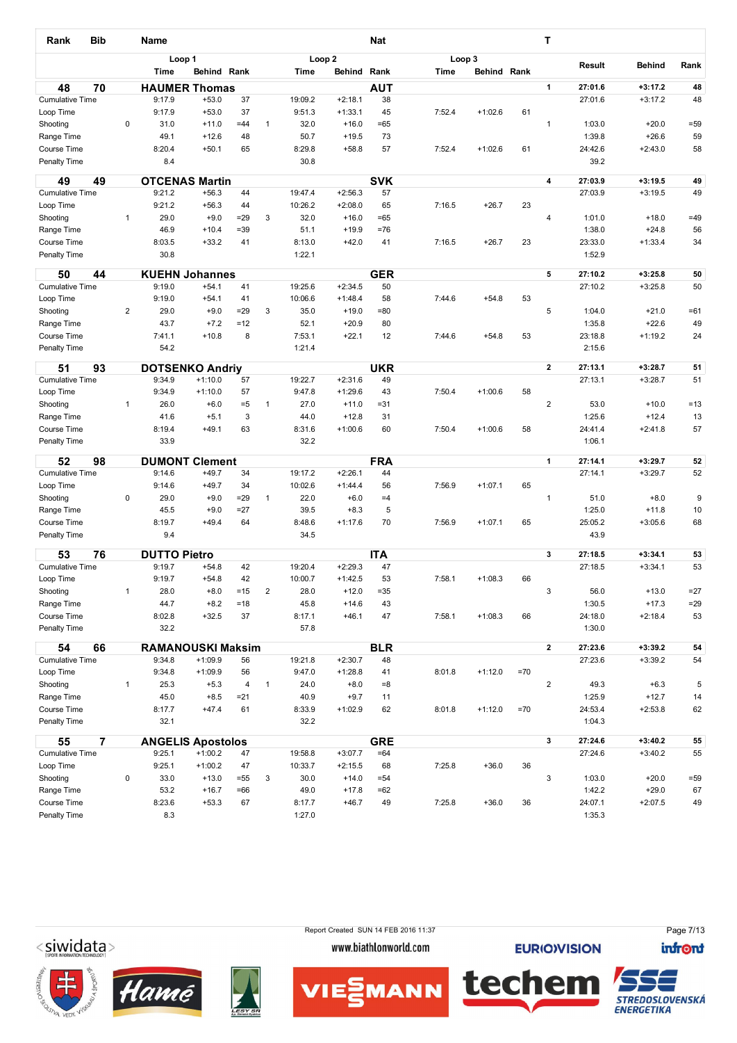| Rank | Bib | Name | | Loop 1 Time | Behind | Rank | | Loop 2 Time | Behind | Rank | Nat | Loop 3 Time | Behind | Rank | T | Result | Behind | Rank |
|---|---|---|---|---|---|---|---|---|---|---|---|---|---|---|---|---|---|---|
| **48** | **70** | **HAUMER Thomas** | | | | | | | | | **AUT** | | | | **1** | **27:01.6** | **+3:17.2** | **48** |
| Cumulative Time | | | | 9:17.9 | +53.0 | 37 | | 19:09.2 | +2:18.1 | 38 | | | | | | 27:01.6 | +3:17.2 | 48 |
| Loop Time | | | | 9:17.9 | +53.0 | 37 | | 9:51.3 | +1:33.1 | 45 | | 7:52.4 | +1:02.6 | 61 | | | | |
| Shooting | | | 0 | 31.0 | +11.0 | =44 | 1 | 32.0 | +16.0 | =65 | | | | | 1 | 1:03.0 | +20.0 | =59 |
| Range Time | | | | 49.1 | +12.6 | 48 | | 50.7 | +19.5 | 73 | | | | | | 1:39.8 | +26.6 | 59 |
| Course Time | | | | 8:20.4 | +50.1 | 65 | | 8:29.8 | +58.8 | 57 | | 7:52.4 | +1:02.6 | 61 | | 24:42.6 | +2:43.0 | 58 |
| Penalty Time | | | | 8.4 | | | | 30.8 | | | | | | | | 39.2 | | |
| **49** | **49** | **OTCENAS Martin** | | | | | | | | | **SVK** | | | | **4** | **27:03.9** | **+3:19.5** | **49** |
| Cumulative Time | | | | 9:21.2 | +56.3 | 44 | | 19:47.4 | +2:56.3 | 57 | | | | | | 27:03.9 | +3:19.5 | 49 |
| Loop Time | | | | 9:21.2 | +56.3 | 44 | | 10:26.2 | +2:08.0 | 65 | | 7:16.5 | +26.7 | 23 | | | | |
| Shooting | | | 1 | 29.0 | +9.0 | =29 | 3 | 32.0 | +16.0 | =65 | | | | | 4 | 1:01.0 | +18.0 | =49 |
| Range Time | | | | 46.9 | +10.4 | =39 | | 51.1 | +19.9 | =76 | | | | | | 1:38.0 | +24.8 | 56 |
| Course Time | | | | 8:03.5 | +33.2 | 41 | | 8:13.0 | +42.0 | 41 | | 7:16.5 | +26.7 | 23 | | 23:33.0 | +1:33.4 | 34 |
| Penalty Time | | | | 30.8 | | | | 1:22.1 | | | | | | | | 1:52.9 | | |
| **50** | **44** | **KUEHN Johannes** | | | | | | | | | **GER** | | | | **5** | **27:10.2** | **+3:25.8** | **50** |
| Cumulative Time | | | | 9:19.0 | +54.1 | 41 | | 19:25.6 | +2:34.5 | 50 | | | | | | 27:10.2 | +3:25.8 | 50 |
| Loop Time | | | | 9:19.0 | +54.1 | 41 | | 10:06.6 | +1:48.4 | 58 | | 7:44.6 | +54.8 | 53 | | | | |
| Shooting | | | 2 | 29.0 | +9.0 | =29 | 3 | 35.0 | +19.0 | =80 | | | | | 5 | 1:04.0 | +21.0 | =61 |
| Range Time | | | | 43.7 | +7.2 | =12 | | 52.1 | +20.9 | 80 | | | | | | 1:35.8 | +22.6 | 49 |
| Course Time | | | | 7:41.1 | +10.8 | 8 | | 7:53.1 | +22.1 | 12 | | 7:44.6 | +54.8 | 53 | | 23:18.8 | +1:19.2 | 24 |
| Penalty Time | | | | 54.2 | | | | 1:21.4 | | | | | | | | 2:15.6 | | |
| **51** | **93** | **DOTSENKO Andriy** | | | | | | | | | **UKR** | | | | **2** | **27:13.1** | **+3:28.7** | **51** |
| Cumulative Time | | | | 9:34.9 | +1:10.0 | 57 | | 19:22.7 | +2:31.6 | 49 | | | | | | 27:13.1 | +3:28.7 | 51 |
| Loop Time | | | | 9:34.9 | +1:10.0 | 57 | | 9:47.8 | +1:29.6 | 43 | | 7:50.4 | +1:00.6 | 58 | | | | |
| Shooting | | | 1 | 26.0 | +6.0 | =5 | 1 | 27.0 | +11.0 | =31 | | | | | 2 | 53.0 | +10.0 | =13 |
| Range Time | | | | 41.6 | +5.1 | 3 | | 44.0 | +12.8 | 31 | | | | | | 1:25.6 | +12.4 | 13 |
| Course Time | | | | 8:19.4 | +49.1 | 63 | | 8:31.6 | +1:00.6 | 60 | | 7:50.4 | +1:00.6 | 58 | | 24:41.4 | +2:41.8 | 57 |
| Penalty Time | | | | 33.9 | | | | 32.2 | | | | | | | | 1:06.1 | | |
| **52** | **98** | **DUMONT Clement** | | | | | | | | | **FRA** | | | | **1** | **27:14.1** | **+3:29.7** | **52** |
| Cumulative Time | | | | 9:14.6 | +49.7 | 34 | | 19:17.2 | +2:26.1 | 44 | | | | | | 27:14.1 | +3:29.7 | 52 |
| Loop Time | | | | 9:14.6 | +49.7 | 34 | | 10:02.6 | +1:44.4 | 56 | | 7:56.9 | +1:07.1 | 65 | | | | |
| Shooting | | | 0 | 29.0 | +9.0 | =29 | 1 | 22.0 | +6.0 | =4 | | | | | 1 | 51.0 | +8.0 | 9 |
| Range Time | | | | 45.5 | +9.0 | =27 | | 39.5 | +8.3 | 5 | | | | | | 1:25.0 | +11.8 | 10 |
| Course Time | | | | 8:19.7 | +49.4 | 64 | | 8:48.6 | +1:17.6 | 70 | | 7:56.9 | +1:07.1 | 65 | | 25:05.2 | +3:05.6 | 68 |
| Penalty Time | | | | 9.4 | | | | 34.5 | | | | | | | | 43.9 | | |
| **53** | **76** | **DUTTO Pietro** | | | | | | | | | **ITA** | | | | **3** | **27:18.5** | **+3:34.1** | **53** |
| Cumulative Time | | | | 9:19.7 | +54.8 | 42 | | 19:20.4 | +2:29.3 | 47 | | | | | | 27:18.5 | +3:34.1 | 53 |
| Loop Time | | | | 9:19.7 | +54.8 | 42 | | 10:00.7 | +1:42.5 | 53 | | 7:58.1 | +1:08.3 | 66 | | | | |
| Shooting | | | 1 | 28.0 | +8.0 | =15 | 2 | 28.0 | +12.0 | =35 | | | | | 3 | 56.0 | +13.0 | =27 |
| Range Time | | | | 44.7 | +8.2 | =18 | | 45.8 | +14.6 | 43 | | | | | | 1:30.5 | +17.3 | =29 |
| Course Time | | | | 8:02.8 | +32.5 | 37 | | 8:17.1 | +46.1 | 47 | | 7:58.1 | +1:08.3 | 66 | | 24:18.0 | +2:18.4 | 53 |
| Penalty Time | | | | 32.2 | | | | 57.8 | | | | | | | | 1:30.0 | | |
| **54** | **66** | **RAMANOUSKI Maksim** | | | | | | | | | **BLR** | | | | **2** | **27:23.6** | **+3:39.2** | **54** |
| Cumulative Time | | | | 9:34.8 | +1:09.9 | 56 | | 19:21.8 | +2:30.7 | 48 | | | | | | 27:23.6 | +3:39.2 | 54 |
| Loop Time | | | | 9:34.8 | +1:09.9 | 56 | | 9:47.0 | +1:28.8 | 41 | | 8:01.8 | +1:12.0 | =70 | | | | |
| Shooting | | | 1 | 25.3 | +5.3 | 4 | 1 | 24.0 | +8.0 | =8 | | | | | 2 | 49.3 | +6.3 | 5 |
| Range Time | | | | 45.0 | +8.5 | =21 | | 40.9 | +9.7 | 11 | | | | | | 1:25.9 | +12.7 | 14 |
| Course Time | | | | 8:17.7 | +47.4 | 61 | | 8:33.9 | +1:02.9 | 62 | | 8:01.8 | +1:12.0 | =70 | | 24:53.4 | +2:53.8 | 62 |
| Penalty Time | | | | 32.1 | | | | 32.2 | | | | | | | | 1:04.3 | | |
| **55** | **7** | **ANGELIS Apostolos** | | | | | | | | | **GRE** | | | | **3** | **27:24.6** | **+3:40.2** | **55** |
| Cumulative Time | | | | 9:25.1 | +1:00.2 | 47 | | 19:58.8 | +3:07.7 | =64 | | | | | | 27:24.6 | +3:40.2 | 55 |
| Loop Time | | | | 9:25.1 | +1:00.2 | 47 | | 10:33.7 | +2:15.5 | 68 | | 7:25.8 | +36.0 | 36 | | | | |
| Shooting | | | 0 | 33.0 | +13.0 | =55 | 3 | 30.0 | +14.0 | =54 | | | | | 3 | 1:03.0 | +20.0 | =59 |
| Range Time | | | | 53.2 | +16.7 | =66 | | 49.0 | +17.8 | =62 | | | | | | 1:42.2 | +29.0 | 67 |
| Course Time | | | | 8:23.6 | +53.3 | 67 | | 8:17.7 | +46.7 | 49 | | 7:25.8 | +36.0 | 36 | | 24:07.1 | +2:07.5 | 49 |
| Penalty Time | | | | 8.3 | | | | 1:27.0 | | | | | | | | 1:35.3 | | |

Report Created SUN 14 FEB 2016 11:37

www.biathlonworld.com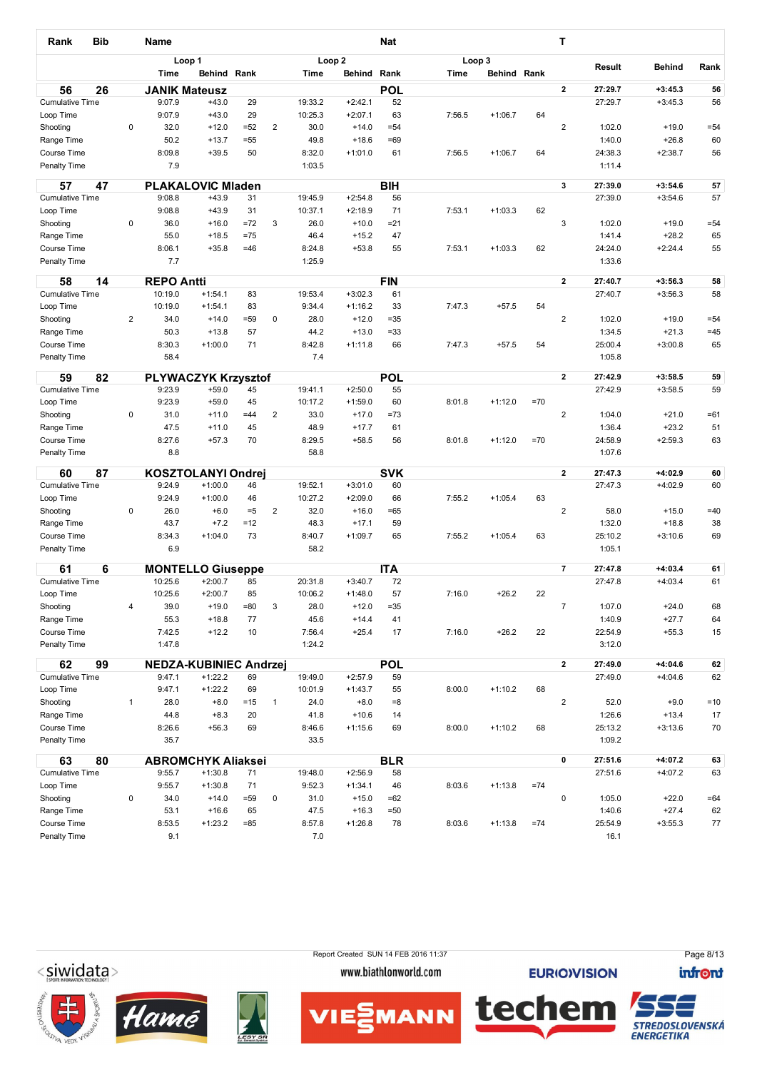| Rank | Bib | | Name | | | | | | Nat | | | | T | | | |
|---|---|---|---|---|---|---|---|---|---|---|---|---|---|---|---|---|
| | | | Loop 1 | | | | Loop 2 | | | Loop 3 | | | | Result | Behind | Rank |
| | | | Time | Behind | Rank | | Time | Behind | Rank | Time | Behind | Rank | | | | |
| **56** | **26** | | **JANIK Mateusz** | | | | | | **POL** | | | | **2** | **27:29.7** | **+3:45.3** | **56** |
| Cumulative Time | | | 9:07.9 | +43.0 | 29 | | 19:33.2 | +2:42.1 | 52 | | | | | 27:29.7 | +3:45.3 | 56 |
| Loop Time | | | 9:07.9 | +43.0 | 29 | | 10:25.3 | +2:07.1 | 63 | 7:56.5 | +1:06.7 | 64 | | | | |
| Shooting | | 0 | 32.0 | +12.0 | =52 | 2 | 30.0 | +14.0 | =54 | | | | 2 | 1:02.0 | +19.0 | =54 |
| Range Time | | | 50.2 | +13.7 | =55 | | 49.8 | +18.6 | =69 | | | | | 1:40.0 | +26.8 | 60 |
| Course Time | | | 8:09.8 | +39.5 | 50 | | 8:32.0 | +1:01.0 | 61 | 7:56.5 | +1:06.7 | 64 | | 24:38.3 | +2:38.7 | 56 |
| Penalty Time | | | 7.9 | | | | 1:03.5 | | | | | | | 1:11.4 | | |
| **57** | **47** | | **PLAKALOVIC Mladen** | | | | | | **BIH** | | | | **3** | **27:39.0** | **+3:54.6** | **57** |
| Cumulative Time | | | 9:08.8 | +43.9 | 31 | | 19:45.9 | +2:54.8 | 56 | | | | | 27:39.0 | +3:54.6 | 57 |
| Loop Time | | | 9:08.8 | +43.9 | 31 | | 10:37.1 | +2:18.9 | 71 | 7:53.1 | +1:03.3 | 62 | | | | |
| Shooting | | 0 | 36.0 | +16.0 | =72 | 3 | 26.0 | +10.0 | =21 | | | | 3 | 1:02.0 | +19.0 | =54 |
| Range Time | | | 55.0 | +18.5 | =75 | | 46.4 | +15.2 | 47 | | | | | 1:41.4 | +28.2 | 65 |
| Course Time | | | 8:06.1 | +35.8 | =46 | | 8:24.8 | +53.8 | 55 | 7:53.1 | +1:03.3 | 62 | | 24:24.0 | +2:24.4 | 55 |
| Penalty Time | | | 7.7 | | | | 1:25.9 | | | | | | | 1:33.6 | | |
| **58** | **14** | | **REPO Antti** | | | | | | **FIN** | | | | **2** | **27:40.7** | **+3:56.3** | **58** |
| Cumulative Time | | | 10:19.0 | +1:54.1 | 83 | | 19:53.4 | +3:02.3 | 61 | | | | | 27:40.7 | +3:56.3 | 58 |
| Loop Time | | | 10:19.0 | +1:54.1 | 83 | | 9:34.4 | +1:16.2 | 33 | 7:47.3 | +57.5 | 54 | | | | |
| Shooting | | 2 | 34.0 | +14.0 | =59 | 0 | 28.0 | +12.0 | =35 | | | | 2 | 1:02.0 | +19.0 | =54 |
| Range Time | | | 50.3 | +13.8 | 57 | | 44.2 | +13.0 | =33 | | | | | 1:34.5 | +21.3 | =45 |
| Course Time | | | 8:30.3 | +1:00.0 | 71 | | 8:42.8 | +1:11.8 | 66 | 7:47.3 | +57.5 | 54 | | 25:00.4 | +3:00.8 | 65 |
| Penalty Time | | | 58.4 | | | | 7.4 | | | | | | | 1:05.8 | | |
| **59** | **82** | | **PLYWACZYK Krzysztof** | | | | | | **POL** | | | | **2** | **27:42.9** | **+3:58.5** | **59** |
| Cumulative Time | | | 9:23.9 | +59.0 | 45 | | 19:41.1 | +2:50.0 | 55 | | | | | 27:42.9 | +3:58.5 | 59 |
| Loop Time | | | 9:23.9 | +59.0 | 45 | | 10:17.2 | +1:59.0 | 60 | 8:01.8 | +1:12.0 | =70 | | | | |
| Shooting | | 0 | 31.0 | +11.0 | =44 | 2 | 33.0 | +17.0 | =73 | | | | 2 | 1:04.0 | +21.0 | =61 |
| Range Time | | | 47.5 | +11.0 | 45 | | 48.9 | +17.7 | 61 | | | | | 1:36.4 | +23.2 | 51 |
| Course Time | | | 8:27.6 | +57.3 | 70 | | 8:29.5 | +58.5 | 56 | 8:01.8 | +1:12.0 | =70 | | 24:58.9 | +2:59.3 | 63 |
| Penalty Time | | | 8.8 | | | | 58.8 | | | | | | | 1:07.6 | | |
| **60** | **87** | | **KOSZTOLANYI Ondrej** | | | | | | **SVK** | | | | **2** | **27:47.3** | **+4:02.9** | **60** |
| Cumulative Time | | | 9:24.9 | +1:00.0 | 46 | | 19:52.1 | +3:01.0 | 60 | | | | | 27:47.3 | +4:02.9 | 60 |
| Loop Time | | | 9:24.9 | +1:00.0 | 46 | | 10:27.2 | +2:09.0 | 66 | 7:55.2 | +1:05.4 | 63 | | | | |
| Shooting | | 0 | 26.0 | +6.0 | =5 | 2 | 32.0 | +16.0 | =65 | | | | 2 | 58.0 | +15.0 | =40 |
| Range Time | | | 43.7 | +7.2 | =12 | | 48.3 | +17.1 | 59 | | | | | 1:32.0 | +18.8 | 38 |
| Course Time | | | 8:34.3 | +1:04.0 | 73 | | 8:40.7 | +1:09.7 | 65 | 7:55.2 | +1:05.4 | 63 | | 25:10.2 | +3:10.6 | 69 |
| Penalty Time | | | 6.9 | | | | 58.2 | | | | | | | 1:05.1 | | |
| **61** | **6** | | **MONTELLO Giuseppe** | | | | | | **ITA** | | | | **7** | **27:47.8** | **+4:03.4** | **61** |
| Cumulative Time | | | 10:25.6 | +2:00.7 | 85 | | 20:31.8 | +3:40.7 | 72 | | | | | 27:47.8 | +4:03.4 | 61 |
| Loop Time | | | 10:25.6 | +2:00.7 | 85 | | 10:06.2 | +1:48.0 | 57 | 7:16.0 | +26.2 | 22 | | | | |
| Shooting | | 4 | 39.0 | +19.0 | =80 | 3 | 28.0 | +12.0 | =35 | | | | 7 | 1:07.0 | +24.0 | 68 |
| Range Time | | | 55.3 | +18.8 | 77 | | 45.6 | +14.4 | 41 | | | | | 1:40.9 | +27.7 | 64 |
| Course Time | | | 7:42.5 | +12.2 | 10 | | 7:56.4 | +25.4 | 17 | 7:16.0 | +26.2 | 22 | | 22:54.9 | +55.3 | 15 |
| Penalty Time | | | 1:47.8 | | | | 1:24.2 | | | | | | | 3:12.0 | | |
| **62** | **99** | | **NEDZA-KUBINIEC Andrzej** | | | | | | **POL** | | | | **2** | **27:49.0** | **+4:04.6** | **62** |
| Cumulative Time | | | 9:47.1 | +1:22.2 | 69 | | 19:49.0 | +2:57.9 | 59 | | | | | 27:49.0 | +4:04.6 | 62 |
| Loop Time | | | 9:47.1 | +1:22.2 | 69 | | 10:01.9 | +1:43.7 | 55 | 8:00.0 | +1:10.2 | 68 | | | | |
| Shooting | | 1 | 28.0 | +8.0 | =15 | 1 | 24.0 | +8.0 | =8 | | | | 2 | 52.0 | +9.0 | =10 |
| Range Time | | | 44.8 | +8.3 | 20 | | 41.8 | +10.6 | 14 | | | | | 1:26.6 | +13.4 | 17 |
| Course Time | | | 8:26.6 | +56.3 | 69 | | 8:46.6 | +1:15.6 | 69 | 8:00.0 | +1:10.2 | 68 | | 25:13.2 | +3:13.6 | 70 |
| Penalty Time | | | 35.7 | | | | 33.5 | | | | | | | 1:09.2 | | |
| **63** | **80** | | **ABROMCHYK Aliaksei** | | | | | | **BLR** | | | | **0** | **27:51.6** | **+4:07.2** | **63** |
| Cumulative Time | | | 9:55.7 | +1:30.8 | 71 | | 19:48.0 | +2:56.9 | 58 | | | | | 27:51.6 | +4:07.2 | 63 |
| Loop Time | | | 9:55.7 | +1:30.8 | 71 | | 9:52.3 | +1:34.1 | 46 | 8:03.6 | +1:13.8 | =74 | | | | |
| Shooting | | 0 | 34.0 | +14.0 | =59 | 0 | 31.0 | +15.0 | =62 | | | | 0 | 1:05.0 | +22.0 | =64 |
| Range Time | | | 53.1 | +16.6 | 65 | | 47.5 | +16.3 | =50 | | | | | 1:40.6 | +27.4 | 62 |
| Course Time | | | 8:53.5 | +1:23.2 | =85 | | 8:57.8 | +1:26.8 | 78 | 8:03.6 | +1:13.8 | =74 | | 25:54.9 | +3:55.3 | 77 |
| Penalty Time | | | 9.1 | | | | 7.0 | | | | | | | 16.1 | | |

Report Created SUN 14 FEB 2016 11:37

www.biathlonworld.com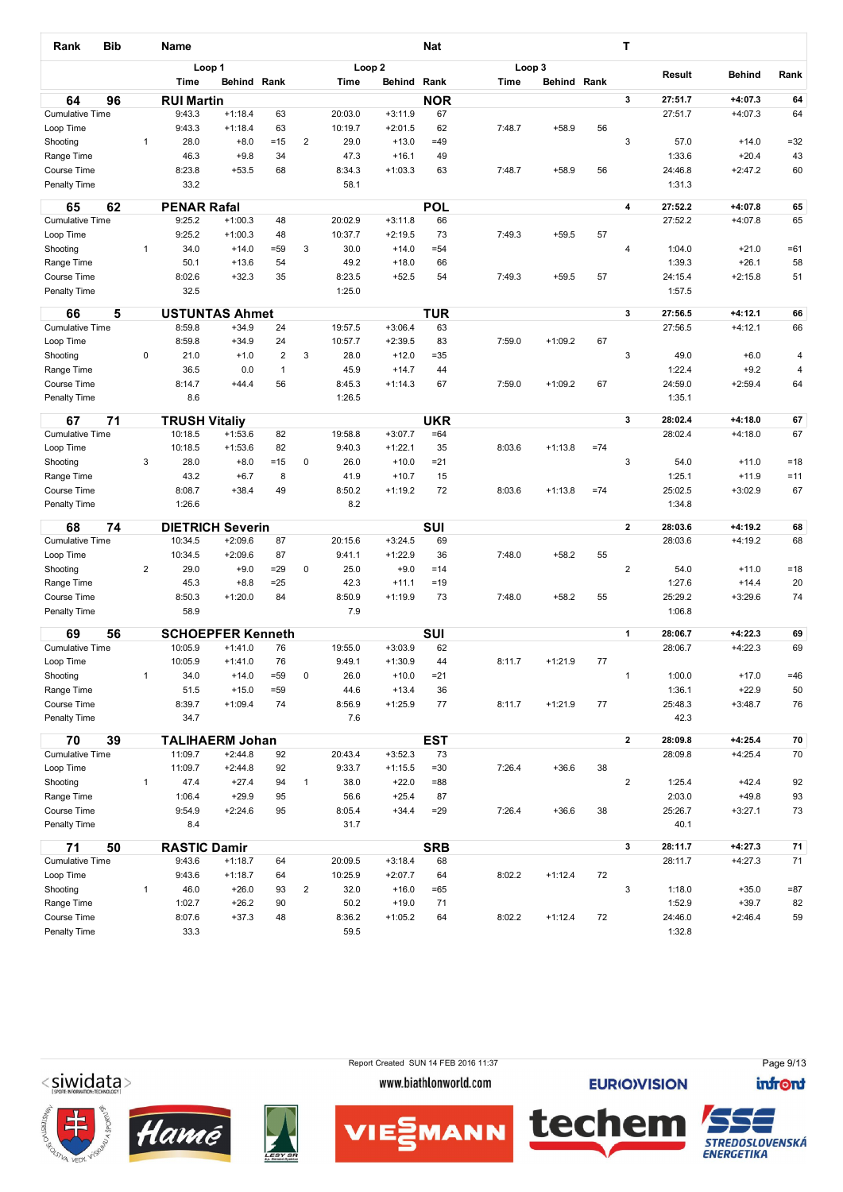| Rank | Bib | Name | | Loop 1 Time | Loop 1 Behind | Loop 1 Rank | | Loop 2 Time | Loop 2 Behind | Loop 2 Rank | Loop 3 Time | Loop 3 Behind | Loop 3 Rank | T | Result | Behind | Rank |
|---|---|---|---|---|---|---|---|---|---|---|---|---|---|---|---|---|---|
| **64** | **96** | **RUI Martin** | | | | | | | | **NOR** | | | | **3** | **27:51.7** | **+4:07.3** | **64** |
| Cumulative Time | | | | 9:43.3 | +1:18.4 | 63 | | 20:03.0 | +3:11.9 | 67 | | | | | 27:51.7 | +4:07.3 | 64 |
| Loop Time | | | | 9:43.3 | +1:18.4 | 63 | | 10:19.7 | +2:01.5 | 62 | 7:48.7 | +58.9 | 56 | | | | |
| Shooting | | | 1 | 28.0 | +8.0 | =15 | 2 | 29.0 | +13.0 | =49 | | | | 3 | 57.0 | +14.0 | =32 |
| Range Time | | | | 46.3 | +9.8 | 34 | | 47.3 | +16.1 | 49 | | | | | 1:33.6 | +20.4 | 43 |
| Course Time | | | | 8:23.8 | +53.5 | 68 | | 8:34.3 | +1:03.3 | 63 | 7:48.7 | +58.9 | 56 | | 24:46.8 | +2:47.2 | 60 |
| Penalty Time | | | | 33.2 | | | | 58.1 | | | | | | | 1:31.3 | | |
| **65** | **62** | **PENAR Rafal** | | | | | | | | **POL** | | | | **4** | **27:52.2** | **+4:07.8** | **65** |
| Cumulative Time | | | | 9:25.2 | +1:00.3 | 48 | | 20:02.9 | +3:11.8 | 66 | | | | | 27:52.2 | +4:07.8 | 65 |
| Loop Time | | | | 9:25.2 | +1:00.3 | 48 | | 10:37.7 | +2:19.5 | 73 | 7:49.3 | +59.5 | 57 | | | | |
| Shooting | | | 1 | 34.0 | +14.0 | =59 | 3 | 30.0 | +14.0 | =54 | | | | 4 | 1:04.0 | +21.0 | =61 |
| Range Time | | | | 50.1 | +13.6 | 54 | | 49.2 | +18.0 | 66 | | | | | 1:39.3 | +26.1 | 58 |
| Course Time | | | | 8:02.6 | +32.3 | 35 | | 8:23.5 | +52.5 | 54 | 7:49.3 | +59.5 | 57 | | 24:15.4 | +2:15.8 | 51 |
| Penalty Time | | | | 32.5 | | | | 1:25.0 | | | | | | | 1:57.5 | | |
| **66** | **5** | **USTUNTAS Ahmet** | | | | | | | | **TUR** | | | | **3** | **27:56.5** | **+4:12.1** | **66** |
| Cumulative Time | | | | 8:59.8 | +34.9 | 24 | | 19:57.5 | +3:06.4 | 63 | | | | | 27:56.5 | +4:12.1 | 66 |
| Loop Time | | | | 8:59.8 | +34.9 | 24 | | 10:57.7 | +2:39.5 | 83 | 7:59.0 | +1:09.2 | 67 | | | | |
| Shooting | | | 0 | 21.0 | +1.0 | 2 | 3 | 28.0 | +12.0 | =35 | | | | 3 | 49.0 | +6.0 | 4 |
| Range Time | | | | 36.5 | 0.0 | 1 | | 45.9 | +14.7 | 44 | | | | | 1:22.4 | +9.2 | 4 |
| Course Time | | | | 8:14.7 | +44.4 | 56 | | 8:45.3 | +1:14.3 | 67 | 7:59.0 | +1:09.2 | 67 | | 24:59.0 | +2:59.4 | 64 |
| Penalty Time | | | | 8.6 | | | | 1:26.5 | | | | | | | 1:35.1 | | |
| **67** | **71** | **TRUSH Vitaliy** | | | | | | | | **UKR** | | | | **3** | **28:02.4** | **+4:18.0** | **67** |
| Cumulative Time | | | | 10:18.5 | +1:53.6 | 82 | | 19:58.8 | +3:07.7 | =64 | | | | | 28:02.4 | +4:18.0 | 67 |
| Loop Time | | | | 10:18.5 | +1:53.6 | 82 | | 9:40.3 | +1:22.1 | 35 | 8:03.6 | +1:13.8 | =74 | | | | |
| Shooting | | | 3 | 28.0 | +8.0 | =15 | 0 | 26.0 | +10.0 | =21 | | | | 3 | 54.0 | +11.0 | =18 |
| Range Time | | | | 43.2 | +6.7 | 8 | | 41.9 | +10.7 | 15 | | | | | 1:25.1 | +11.9 | =11 |
| Course Time | | | | 8:08.7 | +38.4 | 49 | | 8:50.2 | +1:19.2 | 72 | 8:03.6 | +1:13.8 | =74 | | 25:02.5 | +3:02.9 | 67 |
| Penalty Time | | | | 1:26.6 | | | | 8.2 | | | | | | | 1:34.8 | | |
| **68** | **74** | **DIETRICH Severin** | | | | | | | | **SUI** | | | | **2** | **28:03.6** | **+4:19.2** | **68** |
| Cumulative Time | | | | 10:34.5 | +2:09.6 | 87 | | 20:15.6 | +3:24.5 | 69 | | | | | 28:03.6 | +4:19.2 | 68 |
| Loop Time | | | | 10:34.5 | +2:09.6 | 87 | | 9:41.1 | +1:22.9 | 36 | 7:48.0 | +58.2 | 55 | | | | |
| Shooting | | | 2 | 29.0 | +9.0 | =29 | 0 | 25.0 | +9.0 | =14 | | | | 2 | 54.0 | +11.0 | =18 |
| Range Time | | | | 45.3 | +8.8 | =25 | | 42.3 | +11.1 | =19 | | | | | 1:27.6 | +14.4 | 20 |
| Course Time | | | | 8:50.3 | +1:20.0 | 84 | | 8:50.9 | +1:19.9 | 73 | 7:48.0 | +58.2 | 55 | | 25:29.2 | +3:29.6 | 74 |
| Penalty Time | | | | 58.9 | | | | 7.9 | | | | | | | 1:06.8 | | |
| **69** | **56** | **SCHOEPFER Kenneth** | | | | | | | | **SUI** | | | | **1** | **28:06.7** | **+4:22.3** | **69** |
| Cumulative Time | | | | 10:05.9 | +1:41.0 | 76 | | 19:55.0 | +3:03.9 | 62 | | | | | 28:06.7 | +4:22.3 | 69 |
| Loop Time | | | | 10:05.9 | +1:41.0 | 76 | | 9:49.1 | +1:30.9 | 44 | 8:11.7 | +1:21.9 | 77 | | | | |
| Shooting | | | 1 | 34.0 | +14.0 | =59 | 0 | 26.0 | +10.0 | =21 | | | | 1 | 1:00.0 | +17.0 | =46 |
| Range Time | | | | 51.5 | +15.0 | =59 | | 44.6 | +13.4 | 36 | | | | | 1:36.1 | +22.9 | 50 |
| Course Time | | | | 8:39.7 | +1:09.4 | 74 | | 8:56.9 | +1:25.9 | 77 | 8:11.7 | +1:21.9 | 77 | | 25:48.3 | +3:48.7 | 76 |
| Penalty Time | | | | 34.7 | | | | 7.6 | | | | | | | 42.3 | | |
| **70** | **39** | **TALIHAERM Johan** | | | | | | | | **EST** | | | | **2** | **28:09.8** | **+4:25.4** | **70** |
| Cumulative Time | | | | 11:09.7 | +2:44.8 | 92 | | 20:43.4 | +3:52.3 | 73 | | | | | 28:09.8 | +4:25.4 | 70 |
| Loop Time | | | | 11:09.7 | +2:44.8 | 92 | | 9:33.7 | +1:15.5 | =30 | 7:26.4 | +36.6 | 38 | | | | |
| Shooting | | | 1 | 47.4 | +27.4 | 94 | 1 | 38.0 | +22.0 | =88 | | | | 2 | 1:25.4 | +42.4 | 92 |
| Range Time | | | | 1:06.4 | +29.9 | 95 | | 56.6 | +25.4 | 87 | | | | | 2:03.0 | +49.8 | 93 |
| Course Time | | | | 9:54.9 | +2:24.6 | 95 | | 8:05.4 | +34.4 | =29 | 7:26.4 | +36.6 | 38 | | 25:26.7 | +3:27.1 | 73 |
| Penalty Time | | | | 8.4 | | | | 31.7 | | | | | | | 40.1 | | |
| **71** | **50** | **RASTIC Damir** | | | | | | | | **SRB** | | | | **3** | **28:11.7** | **+4:27.3** | **71** |
| Cumulative Time | | | | 9:43.6 | +1:18.7 | 64 | | 20:09.5 | +3:18.4 | 68 | | | | | 28:11.7 | +4:27.3 | 71 |
| Loop Time | | | | 9:43.6 | +1:18.7 | 64 | | 10:25.9 | +2:07.7 | 64 | 8:02.2 | +1:12.4 | 72 | | | | |
| Shooting | | | 1 | 46.0 | +26.0 | 93 | 2 | 32.0 | +16.0 | =65 | | | | 3 | 1:18.0 | +35.0 | =87 |
| Range Time | | | | 1:02.7 | +26.2 | 90 | | 50.2 | +19.0 | 71 | | | | | 1:52.9 | +39.7 | 82 |
| Course Time | | | | 8:07.6 | +37.3 | 48 | | 8:36.2 | +1:05.2 | 64 | 8:02.2 | +1:12.4 | 72 | | 24:46.0 | +2:46.4 | 59 |
| Penalty Time | | | | 33.3 | | | | 59.5 | | | | | | | 1:32.8 | | |

Report Created SUN 14 FEB 2016 11:37

www.biathlonworld.com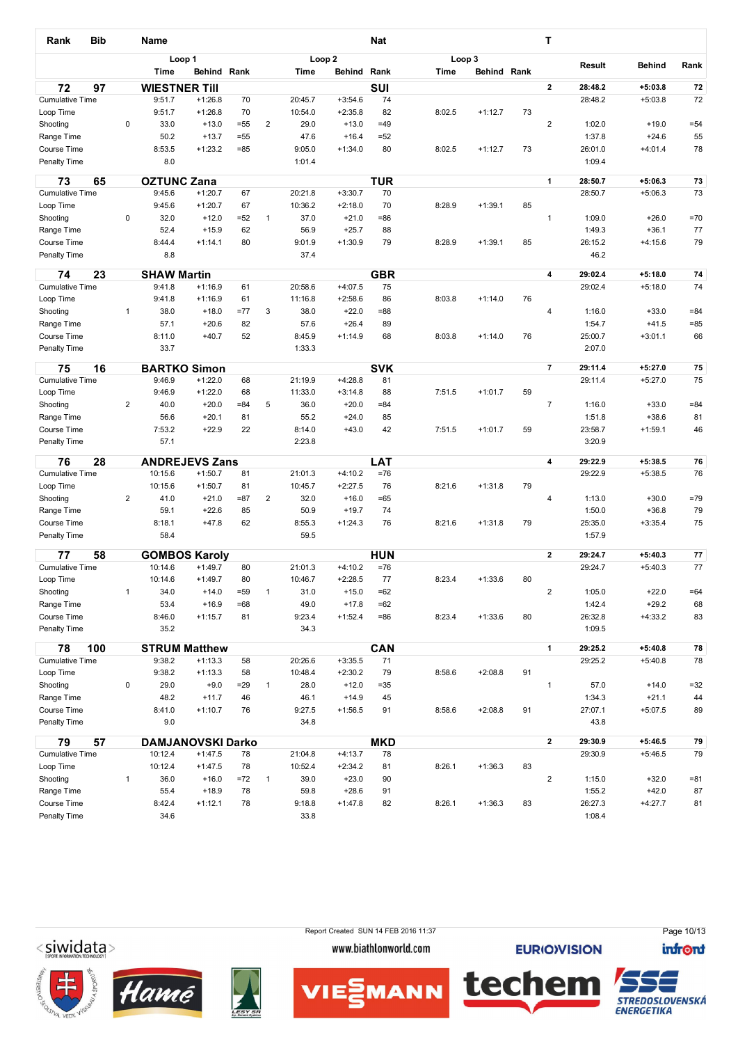| Rank | Bib | | Name | | | | | | Nat | | | | T | Result | Behind | Rank |
|---|---|---|---|---|---|---|---|---|---|---|---|---|---|---|---|---|
| | | | Loop 1 | | | | Loop 2 | | | Loop 3 | | | | | | |
| | | | Time | Behind | Rank | | Time | Behind | Rank | Time | Behind | Rank | | | | |
| **72** | **97** | | **WIESTNER Till** | | | | | | **SUI** | | | | **2** | **28:48.2** | **+5:03.8** | **72** |
| Cumulative Time | | | 9:51.7 | +1:26.8 | 70 | | 20:45.7 | +3:54.6 | 74 | | | | | 28:48.2 | +5:03.8 | 72 |
| Loop Time | | | 9:51.7 | +1:26.8 | 70 | | 10:54.0 | +2:35.8 | 82 | 8:02.5 | +1:12.7 | 73 | | | | |
| Shooting | | 0 | 33.0 | +13.0 | =55 | 2 | 29.0 | +13.0 | =49 | | | | 2 | 1:02.0 | +19.0 | =54 |
| Range Time | | | 50.2 | +13.7 | =55 | | 47.6 | +16.4 | =52 | | | | | 1:37.8 | +24.6 | 55 |
| Course Time | | | 8:53.5 | +1:23.2 | =85 | | 9:05.0 | +1:34.0 | 80 | 8:02.5 | +1:12.7 | 73 | | 26:01.0 | +4:01.4 | 78 |
| Penalty Time | | | 8.0 | | | | 1:01.4 | | | | | | | 1:09.4 | | |
| **73** | **65** | | **OZTUNC Zana** | | | | | | **TUR** | | | | **1** | **28:50.7** | **+5:06.3** | **73** |
| Cumulative Time | | | 9:45.6 | +1:20.7 | 67 | | 20:21.8 | +3:30.7 | 70 | | | | | 28:50.7 | +5:06.3 | 73 |
| Loop Time | | | 9:45.6 | +1:20.7 | 67 | | 10:36.2 | +2:18.0 | 70 | 8:28.9 | +1:39.1 | 85 | | | | |
| Shooting | | 0 | 32.0 | +12.0 | =52 | 1 | 37.0 | +21.0 | =86 | | | | 1 | 1:09.0 | +26.0 | =70 |
| Range Time | | | 52.4 | +15.9 | 62 | | 56.9 | +25.7 | 88 | | | | | 1:49.3 | +36.1 | 77 |
| Course Time | | | 8:44.4 | +1:14.1 | 80 | | 9:01.9 | +1:30.9 | 79 | 8:28.9 | +1:39.1 | 85 | | 26:15.2 | +4:15.6 | 79 |
| Penalty Time | | | 8.8 | | | | 37.4 | | | | | | | 46.2 | | |
| **74** | **23** | | **SHAW Martin** | | | | | | **GBR** | | | | **4** | **29:02.4** | **+5:18.0** | **74** |
| Cumulative Time | | | 9:41.8 | +1:16.9 | 61 | | 20:58.6 | +4:07.5 | 75 | | | | | 29:02.4 | +5:18.0 | 74 |
| Loop Time | | | 9:41.8 | +1:16.9 | 61 | | 11:16.8 | +2:58.6 | 86 | 8:03.8 | +1:14.0 | 76 | | | | |
| Shooting | | 1 | 38.0 | +18.0 | =77 | 3 | 38.0 | +22.0 | =88 | | | | 4 | 1:16.0 | +33.0 | =84 |
| Range Time | | | 57.1 | +20.6 | 82 | | 57.6 | +26.4 | 89 | | | | | 1:54.7 | +41.5 | =85 |
| Course Time | | | 8:11.0 | +40.7 | 52 | | 8:45.9 | +1:14.9 | 68 | 8:03.8 | +1:14.0 | 76 | | 25:00.7 | +3:01.1 | 66 |
| Penalty Time | | | 33.7 | | | | 1:33.3 | | | | | | | 2:07.0 | | |
| **75** | **16** | | **BARTKO Simon** | | | | | | **SVK** | | | | **7** | **29:11.4** | **+5:27.0** | **75** |
| Cumulative Time | | | 9:46.9 | +1:22.0 | 68 | | 21:19.9 | +4:28.8 | 81 | | | | | 29:11.4 | +5:27.0 | 75 |
| Loop Time | | | 9:46.9 | +1:22.0 | 68 | | 11:33.0 | +3:14.8 | 88 | 7:51.5 | +1:01.7 | 59 | | | | |
| Shooting | | 2 | 40.0 | +20.0 | =84 | 5 | 36.0 | +20.0 | =84 | | | | 7 | 1:16.0 | +33.0 | =84 |
| Range Time | | | 56.6 | +20.1 | 81 | | 55.2 | +24.0 | 85 | | | | | 1:51.8 | +38.6 | 81 |
| Course Time | | | 7:53.2 | +22.9 | 22 | | 8:14.0 | +43.0 | 42 | 7:51.5 | +1:01.7 | 59 | | 23:58.7 | +1:59.1 | 46 |
| Penalty Time | | | 57.1 | | | | 2:23.8 | | | | | | | 3:20.9 | | |
| **76** | **28** | | **ANDREJEVS Zans** | | | | | | **LAT** | | | | **4** | **29:22.9** | **+5:38.5** | **76** |
| Cumulative Time | | | 10:15.6 | +1:50.7 | 81 | | 21:01.3 | +4:10.2 | =76 | | | | | 29:22.9 | +5:38.5 | 76 |
| Loop Time | | | 10:15.6 | +1:50.7 | 81 | | 10:45.7 | +2:27.5 | 76 | 8:21.6 | +1:31.8 | 79 | | | | |
| Shooting | | 2 | 41.0 | +21.0 | =87 | 2 | 32.0 | +16.0 | =65 | | | | 4 | 1:13.0 | +30.0 | =79 |
| Range Time | | | 59.1 | +22.6 | 85 | | 50.9 | +19.7 | 74 | | | | | 1:50.0 | +36.8 | 79 |
| Course Time | | | 8:18.1 | +47.8 | 62 | | 8:55.3 | +1:24.3 | 76 | 8:21.6 | +1:31.8 | 79 | | 25:35.0 | +3:35.4 | 75 |
| Penalty Time | | | 58.4 | | | | 59.5 | | | | | | | 1:57.9 | | |
| **77** | **58** | | **GOMBOS Karoly** | | | | | | **HUN** | | | | **2** | **29:24.7** | **+5:40.3** | **77** |
| Cumulative Time | | | 10:14.6 | +1:49.7 | 80 | | 21:01.3 | +4:10.2 | =76 | | | | | 29:24.7 | +5:40.3 | 77 |
| Loop Time | | | 10:14.6 | +1:49.7 | 80 | | 10:46.7 | +2:28.5 | 77 | 8:23.4 | +1:33.6 | 80 | | | | |
| Shooting | | 1 | 34.0 | +14.0 | =59 | 1 | 31.0 | +15.0 | =62 | | | | 2 | 1:05.0 | +22.0 | =64 |
| Range Time | | | 53.4 | +16.9 | =68 | | 49.0 | +17.8 | =62 | | | | | 1:42.4 | +29.2 | 68 |
| Course Time | | | 8:46.0 | +1:15.7 | 81 | | 9:23.4 | +1:52.4 | =86 | 8:23.4 | +1:33.6 | 80 | | 26:32.8 | +4:33.2 | 83 |
| Penalty Time | | | 35.2 | | | | 34.3 | | | | | | | 1:09.5 | | |
| **78** | **100** | | **STRUM Matthew** | | | | | | **CAN** | | | | **1** | **29:25.2** | **+5:40.8** | **78** |
| Cumulative Time | | | 9:38.2 | +1:13.3 | 58 | | 20:26.6 | +3:35.5 | 71 | | | | | 29:25.2 | +5:40.8 | 78 |
| Loop Time | | | 9:38.2 | +1:13.3 | 58 | | 10:48.4 | +2:30.2 | 79 | 8:58.6 | +2:08.8 | 91 | | | | |
| Shooting | | 0 | 29.0 | +9.0 | =29 | 1 | 28.0 | +12.0 | =35 | | | | 1 | 57.0 | +14.0 | =32 |
| Range Time | | | 48.2 | +11.7 | 46 | | 46.1 | +14.9 | 45 | | | | | 1:34.3 | +21.1 | 44 |
| Course Time | | | 8:41.0 | +1:10.7 | 76 | | 9:27.5 | +1:56.5 | 91 | 8:58.6 | +2:08.8 | 91 | | 27:07.1 | +5:07.5 | 89 |
| Penalty Time | | | 9.0 | | | | 34.8 | | | | | | | 43.8 | | |
| **79** | **57** | | **DAMJANOVSKI Darko** | | | | | | **MKD** | | | | **2** | **29:30.9** | **+5:46.5** | **79** |
| Cumulative Time | | | 10:12.4 | +1:47.5 | 78 | | 21:04.8 | +4:13.7 | 78 | | | | | 29:30.9 | +5:46.5 | 79 |
| Loop Time | | | 10:12.4 | +1:47.5 | 78 | | 10:52.4 | +2:34.2 | 81 | 8:26.1 | +1:36.3 | 83 | | | | |
| Shooting | | 1 | 36.0 | +16.0 | =72 | 1 | 39.0 | +23.0 | 90 | | | | 2 | 1:15.0 | +32.0 | =81 |
| Range Time | | | 55.4 | +18.9 | 78 | | 59.8 | +28.6 | 91 | | | | | 1:55.2 | +42.0 | 87 |
| Course Time | | | 8:42.4 | +1:12.1 | 78 | | 9:18.8 | +1:47.8 | 82 | 8:26.1 | +1:36.3 | 83 | | 26:27.3 | +4:27.7 | 81 |
| Penalty Time | | | 34.6 | | | | 33.8 | | | | | | | 1:08.4 | | |

Report Created SUN 14 FEB 2016 11:37

www.biathlonworld.com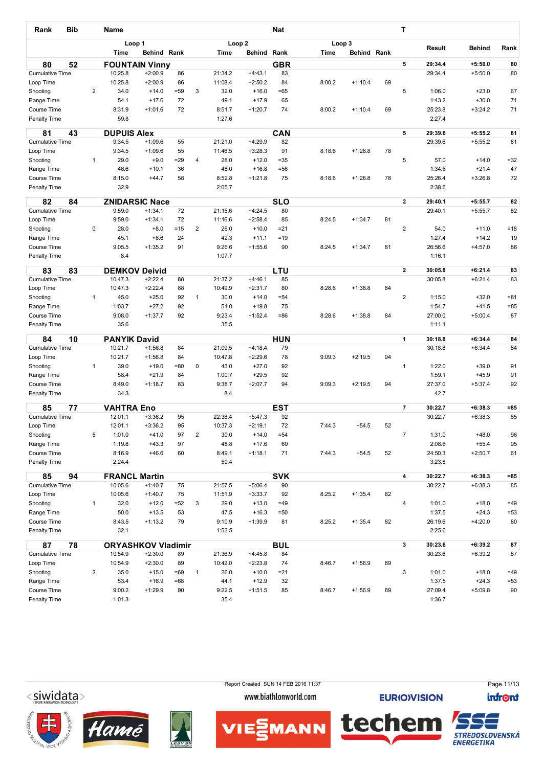| Rank | Bib | Name | | Loop 1 Time | Behind | Rank | | Loop 2 Time | Behind | Rank | Loop 3 Time | Behind | Rank | T | Result | Behind | Rank |
|---|---|---|---|---|---|---|---|---|---|---|---|---|---|---|---|---|---|
| **80** | **52** | **FOUNTAIN Vinny** | | | | | | | | **GBR** | | | | **5** | **29:34.4** | **+5:50.0** | **80** |
| Cumulative Time | | | | 10:25.8 | +2:00.9 | 86 | | 21:34.2 | +4:43.1 | 83 | | | | | 29:34.4 | +5:50.0 | 80 |
| Loop Time | | | | 10:25.8 | +2:00.9 | 86 | | 11:08.4 | +2:50.2 | 84 | 8:00.2 | +1:10.4 | 69 | | | | |
| Shooting | | | 2 | 34.0 | +14.0 | =59 | 3 | 32.0 | +16.0 | =65 | | | | 5 | 1:06.0 | +23.0 | 67 |
| Range Time | | | | 54.1 | +17.6 | 72 | | 49.1 | +17.9 | 65 | | | | | 1:43.2 | +30.0 | 71 |
| Course Time | | | | 8:31.9 | +1:01.6 | 72 | | 8:51.7 | +1:20.7 | 74 | 8:00.2 | +1:10.4 | 69 | | 25:23.8 | +3:24.2 | 71 |
| Penalty Time | | | | 59.8 | | | | 1:27.6 | | | | | | | 2:27.4 | | |
| **81** | **43** | **DUPUIS Alex** | | | | | | | | **CAN** | | | | **5** | **29:39.6** | **+5:55.2** | **81** |
| Cumulative Time | | | | 9:34.5 | +1:09.6 | 55 | | 21:21.0 | +4:29.9 | 82 | | | | | 29:39.6 | +5:55.2 | 81 |
| Loop Time | | | | 9:34.5 | +1:09.6 | 55 | | 11:46.5 | +3:28.3 | 91 | 8:18.6 | +1:28.8 | 78 | | | | |
| Shooting | | | 1 | 29.0 | +9.0 | =29 | 4 | 28.0 | +12.0 | =35 | | | | 5 | 57.0 | +14.0 | =32 |
| Range Time | | | | 46.6 | +10.1 | 36 | | 48.0 | +16.8 | =56 | | | | | 1:34.6 | +21.4 | 47 |
| Course Time | | | | 8:15.0 | +44.7 | 58 | | 8:52.8 | +1:21.8 | 75 | 8:18.6 | +1:28.8 | 78 | | 25:26.4 | +3:26.8 | 72 |
| Penalty Time | | | | 32.9 | | | | 2:05.7 | | | | | | | 2:38.6 | | |
| **82** | **84** | **ZNIDARSIC Nace** | | | | | | | | **SLO** | | | | **2** | **29:40.1** | **+5:55.7** | **82** |
| Cumulative Time | | | | 9:59.0 | +1:34.1 | 72 | | 21:15.6 | +4:24.5 | 80 | | | | | 29:40.1 | +5:55.7 | 82 |
| Loop Time | | | | 9:59.0 | +1:34.1 | 72 | | 11:16.6 | +2:58.4 | 85 | 8:24.5 | +1:34.7 | 81 | | | | |
| Shooting | | | 0 | 28.0 | +8.0 | =15 | 2 | 26.0 | +10.0 | =21 | | | | 2 | 54.0 | +11.0 | =18 |
| Range Time | | | | 45.1 | +8.6 | 24 | | 42.3 | +11.1 | =19 | | | | | 1:27.4 | +14.2 | 19 |
| Course Time | | | | 9:05.5 | +1:35.2 | 91 | | 9:26.6 | +1:55.6 | 90 | 8:24.5 | +1:34.7 | 81 | | 26:56.6 | +4:57.0 | 86 |
| Penalty Time | | | | 8.4 | | | | 1:07.7 | | | | | | | 1:16.1 | | |
| **83** | **83** | **DEMKOV Deivid** | | | | | | | | **LTU** | | | | **2** | **30:05.8** | **+6:21.4** | **83** |
| Cumulative Time | | | | 10:47.3 | +2:22.4 | 88 | | 21:37.2 | +4:46.1 | 85 | | | | | 30:05.8 | +6:21.4 | 83 |
| Loop Time | | | | 10:47.3 | +2:22.4 | 88 | | 10:49.9 | +2:31.7 | 80 | 8:28.6 | +1:38.8 | 84 | | | | |
| Shooting | | | 1 | 45.0 | +25.0 | 92 | 1 | 30.0 | +14.0 | =54 | | | | 2 | 1:15.0 | +32.0 | =81 |
| Range Time | | | | 1:03.7 | +27.2 | 92 | | 51.0 | +19.8 | 75 | | | | | 1:54.7 | +41.5 | =85 |
| Course Time | | | | 9:08.0 | +1:37.7 | 92 | | 9:23.4 | +1:52.4 | =86 | 8:28.6 | +1:38.8 | 84 | | 27:00.0 | +5:00.4 | 87 |
| Penalty Time | | | | 35.6 | | | | 35.5 | | | | | | | 1:11.1 | | |
| **84** | **10** | **PANYIK David** | | | | | | | | **HUN** | | | | **1** | **30:18.8** | **+6:34.4** | **84** |
| Cumulative Time | | | | 10:21.7 | +1:56.8 | 84 | | 21:09.5 | +4:18.4 | 79 | | | | | 30:18.8 | +6:34.4 | 84 |
| Loop Time | | | | 10:21.7 | +1:56.8 | 84 | | 10:47.8 | +2:29.6 | 78 | 9:09.3 | +2:19.5 | 94 | | | | |
| Shooting | | | 1 | 39.0 | +19.0 | =80 | 0 | 43.0 | +27.0 | 92 | | | | 1 | 1:22.0 | +39.0 | 91 |
| Range Time | | | | 58.4 | +21.9 | 84 | | 1:00.7 | +29.5 | 92 | | | | | 1:59.1 | +45.9 | 91 |
| Course Time | | | | 8:49.0 | +1:18.7 | 83 | | 9:38.7 | +2:07.7 | 94 | 9:09.3 | +2:19.5 | 94 | | 27:37.0 | +5:37.4 | 92 |
| Penalty Time | | | | 34.3 | | | | 8.4 | | | | | | | 42.7 | | |
| **85** | **77** | **VAHTRA Eno** | | | | | | | | **EST** | | | | **7** | **30:22.7** | **+6:38.3** | **=85** |
| Cumulative Time | | | | 12:01.1 | +3:36.2 | 95 | | 22:38.4 | +5:47.3 | 92 | | | | | 30:22.7 | +6:38.3 | 85 |
| Loop Time | | | | 12:01.1 | +3:36.2 | 95 | | 10:37.3 | +2:19.1 | 72 | 7:44.3 | +54.5 | 52 | | | | |
| Shooting | | | 5 | 1:01.0 | +41.0 | 97 | 2 | 30.0 | +14.0 | =54 | | | | 7 | 1:31.0 | +48.0 | 96 |
| Range Time | | | | 1:19.8 | +43.3 | 97 | | 48.8 | +17.6 | 60 | | | | | 2:08.6 | +55.4 | 95 |
| Course Time | | | | 8:16.9 | +46.6 | 60 | | 8:49.1 | +1:18.1 | 71 | 7:44.3 | +54.5 | 52 | | 24:50.3 | +2:50.7 | 61 |
| Penalty Time | | | | 2:24.4 | | | | 59.4 | | | | | | | 3:23.8 | | |
| **85** | **94** | **FRANCL Martin** | | | | | | | | **SVK** | | | | **4** | **30:22.7** | **+6:38.3** | **=85** |
| Cumulative Time | | | | 10:05.6 | +1:40.7 | 75 | | 21:57.5 | +5:06.4 | 90 | | | | | 30:22.7 | +6:38.3 | 85 |
| Loop Time | | | | 10:05.6 | +1:40.7 | 75 | | 11:51.9 | +3:33.7 | 92 | 8:25.2 | +1:35.4 | 82 | | | | |
| Shooting | | | 1 | 32.0 | +12.0 | =52 | 3 | 29.0 | +13.0 | =49 | | | | 4 | 1:01.0 | +18.0 | =49 |
| Range Time | | | | 50.0 | +13.5 | 53 | | 47.5 | +16.3 | =50 | | | | | 1:37.5 | +24.3 | =53 |
| Course Time | | | | 8:43.5 | +1:13.2 | 79 | | 9:10.9 | +1:39.9 | 81 | 8:25.2 | +1:35.4 | 82 | | 26:19.6 | +4:20.0 | 80 |
| Penalty Time | | | | 32.1 | | | | 1:53.5 | | | | | | | 2:25.6 | | |
| **87** | **78** | **ORYASHKOV Vladimir** | | | | | | | | **BUL** | | | | **3** | **30:23.6** | **+6:39.2** | **87** |
| Cumulative Time | | | | 10:54.9 | +2:30.0 | 89 | | 21:36.9 | +4:45.8 | 84 | | | | | 30:23.6 | +6:39.2 | 87 |
| Loop Time | | | | 10:54.9 | +2:30.0 | 89 | | 10:42.0 | +2:23.8 | 74 | 8:46.7 | +1:56.9 | 89 | | | | |
| Shooting | | | 2 | 35.0 | +15.0 | =69 | 1 | 26.0 | +10.0 | =21 | | | | 3 | 1:01.0 | +18.0 | =49 |
| Range Time | | | | 53.4 | +16.9 | =68 | | 44.1 | +12.9 | 32 | | | | | 1:37.5 | +24.3 | =53 |
| Course Time | | | | 9:00.2 | +1:29.9 | 90 | | 9:22.5 | +1:51.5 | 85 | 8:46.7 | +1:56.9 | 89 | | 27:09.4 | +5:09.8 | 90 |
| Penalty Time | | | | 1:01.3 | | | | 35.4 | | | | | | | 1:36.7 | | |

Report Created SUN 14 FEB 2016 11:37

www.biathlonworld.com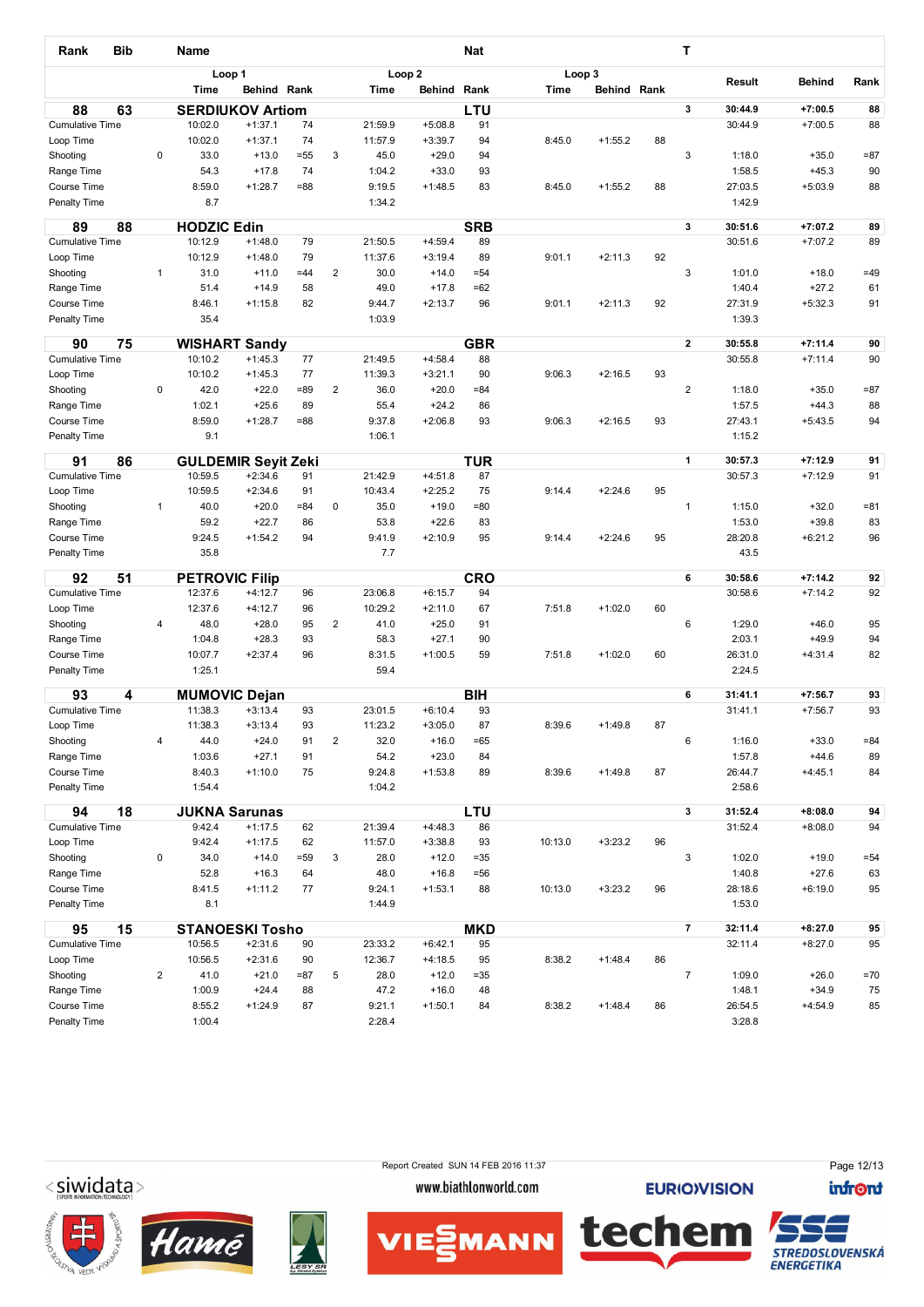| Rank | Bib | Name | | Loop 1 Time | Behind | Rank | | Loop 2 Time | Behind | Rank | Loop 3 Time | Behind | Rank | T | Result | Behind | Rank |
|---|---|---|---|---|---|---|---|---|---|---|---|---|---|---|---|---|---|
| **88** | **63** | **SERDIUKOV Artiom** | | | | | | | | **LTU** | | | | **3** | **30:44.9** | **+7:00.5** | **88** |
| Cumulative Time | | | | 10:02.0 | +1:37.1 | 74 | | 21:59.9 | +5:08.8 | 91 | | | | | 30:44.9 | +7:00.5 | 88 |
| Loop Time | | | | 10:02.0 | +1:37.1 | 74 | | 11:57.9 | +3:39.7 | 94 | 8:45.0 | +1:55.2 | 88 | | | | |
| Shooting | | | 0 | 33.0 | +13.0 | =55 | 3 | 45.0 | +29.0 | 94 | | | | 3 | 1:18.0 | +35.0 | =87 |
| Range Time | | | | 54.3 | +17.8 | 74 | | 1:04.2 | +33.0 | 93 | | | | | 1:58.5 | +45.3 | 90 |
| Course Time | | | | 8:59.0 | +1:28.7 | =88 | | 9:19.5 | +1:48.5 | 83 | 8:45.0 | +1:55.2 | 88 | | 27:03.5 | +5:03.9 | 88 |
| Penalty Time | | | | 8.7 | | | | 1:34.2 | | | | | | | 1:42.9 | | |
| **89** | **88** | **HODZIC Edin** | | | | | | | | **SRB** | | | | **3** | **30:51.6** | **+7:07.2** | **89** |
| Cumulative Time | | | | 10:12.9 | +1:48.0 | 79 | | 21:50.5 | +4:59.4 | 89 | | | | | 30:51.6 | +7:07.2 | 89 |
| Loop Time | | | | 10:12.9 | +1:48.0 | 79 | | 11:37.6 | +3:19.4 | 89 | 9:01.1 | +2:11.3 | 92 | | | | |
| Shooting | | | 1 | 31.0 | +11.0 | =44 | 2 | 30.0 | +14.0 | =54 | | | | 3 | 1:01.0 | +18.0 | =49 |
| Range Time | | | | 51.4 | +14.9 | 58 | | 49.0 | +17.8 | =62 | | | | | 1:40.4 | +27.2 | 61 |
| Course Time | | | | 8:46.1 | +1:15.8 | 82 | | 9:44.7 | +2:13.7 | 96 | 9:01.1 | +2:11.3 | 92 | | 27:31.9 | +5:32.3 | 91 |
| Penalty Time | | | | 35.4 | | | | 1:03.9 | | | | | | | 1:39.3 | | |
| **90** | **75** | **WISHART Sandy** | | | | | | | | **GBR** | | | | **2** | **30:55.8** | **+7:11.4** | **90** |
| Cumulative Time | | | | 10:10.2 | +1:45.3 | 77 | | 21:49.5 | +4:58.4 | 88 | | | | | 30:55.8 | +7:11.4 | 90 |
| Loop Time | | | | 10:10.2 | +1:45.3 | 77 | | 11:39.3 | +3:21.1 | 90 | 9:06.3 | +2:16.5 | 93 | | | | |
| Shooting | | | 0 | 42.0 | +22.0 | =89 | 2 | 36.0 | +20.0 | =84 | | | | 2 | 1:18.0 | +35.0 | =87 |
| Range Time | | | | 1:02.1 | +25.6 | 89 | | 55.4 | +24.2 | 86 | | | | | 1:57.5 | +44.3 | 88 |
| Course Time | | | | 8:59.0 | +1:28.7 | =88 | | 9:37.8 | +2:06.8 | 93 | 9:06.3 | +2:16.5 | 93 | | 27:43.1 | +5:43.5 | 94 |
| Penalty Time | | | | 9.1 | | | | 1:06.1 | | | | | | | 1:15.2 | | |
| **91** | **86** | **GULDEMIR Seyit Zeki** | | | | | | | | **TUR** | | | | **1** | **30:57.3** | **+7:12.9** | **91** |
| Cumulative Time | | | | 10:59.5 | +2:34.6 | 91 | | 21:42.9 | +4:51.8 | 87 | | | | | 30:57.3 | +7:12.9 | 91 |
| Loop Time | | | | 10:59.5 | +2:34.6 | 91 | | 10:43.4 | +2:25.2 | 75 | 9:14.4 | +2:24.6 | 95 | | | | |
| Shooting | | | 1 | 40.0 | +20.0 | =84 | 0 | 35.0 | +19.0 | =80 | | | | 1 | 1:15.0 | +32.0 | =81 |
| Range Time | | | | 59.2 | +22.7 | 86 | | 53.8 | +22.6 | 83 | | | | | 1:53.0 | +39.8 | 83 |
| Course Time | | | | 9:24.5 | +1:54.2 | 94 | | 9:41.9 | +2:10.9 | 95 | 9:14.4 | +2:24.6 | 95 | | 28:20.8 | +6:21.2 | 96 |
| Penalty Time | | | | 35.8 | | | | 7.7 | | | | | | | 43.5 | | |
| **92** | **51** | **PETROVIC Filip** | | | | | | | | **CRO** | | | | **6** | **30:58.6** | **+7:14.2** | **92** |
| Cumulative Time | | | | 12:37.6 | +4:12.7 | 96 | | 23:06.8 | +6:15.7 | 94 | | | | | 30:58.6 | +7:14.2 | 92 |
| Loop Time | | | | 12:37.6 | +4:12.7 | 96 | | 10:29.2 | +2:11.0 | 67 | 7:51.8 | +1:02.0 | 60 | | | | |
| Shooting | | | 4 | 48.0 | +28.0 | 95 | 2 | 41.0 | +25.0 | 91 | | | | 6 | 1:29.0 | +46.0 | 95 |
| Range Time | | | | 1:04.8 | +28.3 | 93 | | 58.3 | +27.1 | 90 | | | | | 2:03.1 | +49.9 | 94 |
| Course Time | | | | 10:07.7 | +2:37.4 | 96 | | 8:31.5 | +1:00.5 | 59 | 7:51.8 | +1:02.0 | 60 | | 26:31.0 | +4:31.4 | 82 |
| Penalty Time | | | | 1:25.1 | | | | 59.4 | | | | | | | 2:24.5 | | |
| **93** | **4** | **MUMOVIC Dejan** | | | | | | | | **BIH** | | | | **6** | **31:41.1** | **+7:56.7** | **93** |
| Cumulative Time | | | | 11:38.3 | +3:13.4 | 93 | | 23:01.5 | +6:10.4 | 93 | | | | | 31:41.1 | +7:56.7 | 93 |
| Loop Time | | | | 11:38.3 | +3:13.4 | 93 | | 11:23.2 | +3:05.0 | 87 | 8:39.6 | +1:49.8 | 87 | | | | |
| Shooting | | | 4 | 44.0 | +24.0 | 91 | 2 | 32.0 | +16.0 | =65 | | | | 6 | 1:16.0 | +33.0 | =84 |
| Range Time | | | | 1:03.6 | +27.1 | 91 | | 54.2 | +23.0 | 84 | | | | | 1:57.8 | +44.6 | 89 |
| Course Time | | | | 8:40.3 | +1:10.0 | 75 | | 9:24.8 | +1:53.8 | 89 | 8:39.6 | +1:49.8 | 87 | | 26:44.7 | +4:45.1 | 84 |
| Penalty Time | | | | 1:54.4 | | | | 1:04.2 | | | | | | | 2:58.6 | | |
| **94** | **18** | **JUKNA Sarunas** | | | | | | | | **LTU** | | | | **3** | **31:52.4** | **+8:08.0** | **94** |
| Cumulative Time | | | | 9:42.4 | +1:17.5 | 62 | | 21:39.4 | +4:48.3 | 86 | | | | | 31:52.4 | +8:08.0 | 94 |
| Loop Time | | | | 9:42.4 | +1:17.5 | 62 | | 11:57.0 | +3:38.8 | 93 | 10:13.0 | +3:23.2 | 96 | | | | |
| Shooting | | | 0 | 34.0 | +14.0 | =59 | 3 | 28.0 | +12.0 | =35 | | | | 3 | 1:02.0 | +19.0 | =54 |
| Range Time | | | | 52.8 | +16.3 | 64 | | 48.0 | +16.8 | =56 | | | | | 1:40.8 | +27.6 | 63 |
| Course Time | | | | 8:41.5 | +1:11.2 | 77 | | 9:24.1 | +1:53.1 | 88 | 10:13.0 | +3:23.2 | 96 | | 28:18.6 | +6:19.0 | 95 |
| Penalty Time | | | | 8.1 | | | | 1:44.9 | | | | | | | 1:53.0 | | |
| **95** | **15** | **STANOESKI Tosho** | | | | | | | | **MKD** | | | | **7** | **32:11.4** | **+8:27.0** | **95** |
| Cumulative Time | | | | 10:56.5 | +2:31.6 | 90 | | 23:33.2 | +6:42.1 | 95 | | | | | 32:11.4 | +8:27.0 | 95 |
| Loop Time | | | | 10:56.5 | +2:31.6 | 90 | | 12:36.7 | +4:18.5 | 95 | 8:38.2 | +1:48.4 | 86 | | | | |
| Shooting | | | 2 | 41.0 | +21.0 | =87 | 5 | 28.0 | +12.0 | =35 | | | | 7 | 1:09.0 | +26.0 | =70 |
| Range Time | | | | 1:00.9 | +24.4 | 88 | | 47.2 | +16.0 | 48 | | | | | 1:48.1 | +34.9 | 75 |
| Course Time | | | | 8:55.2 | +1:24.9 | 87 | | 9:21.1 | +1:50.1 | 84 | 8:38.2 | +1:48.4 | 86 | | 26:54.5 | +4:54.9 | 85 |
| Penalty Time | | | | 1:00.4 | | | | 2:28.4 | | | | | | | 3:28.8 | | |

Report Created SUN 14 FEB 2016 11:37

www.biathlonworld.com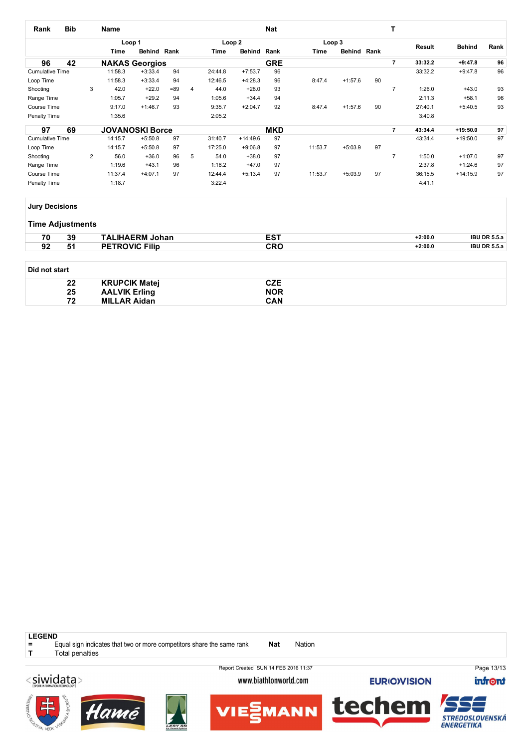| Rank | Bib | | Name | | | | | | | Nat | | | | T | Result | Behind | Rank |
|---|---|---|---|---|---|---|---|---|---|---|---|---|---|---|---|---|---|
| | | | Loop 1 | | | | Loop 2 | | | | Loop 3 | | | | | | |
| | | | Time | Behind | Rank | | Time | Behind | Rank | | Time | Behind | Rank | | | | |
| **96** | **42** | | **NAKAS Georgios** | | | | | | | **GRE** | | | | **7** | **33:32.2** | **+9:47.8** | **96** |
| Cumulative Time | | | 11:58.3 | +3:33.4 | 94 | | 24:44.8 | +7:53.7 | 96 | | | | | | 33:32.2 | +9:47.8 | 96 |
| Loop Time | | | 11:58.3 | +3:33.4 | 94 | | 12:46.5 | +4:28.3 | 96 | | 8:47.4 | +1:57.6 | 90 | | | | |
| Shooting | | 3 | 42.0 | +22.0 | =89 | 4 | 44.0 | +28.0 | 93 | | | | | 7 | 1:26.0 | +43.0 | 93 |
| Range Time | | | 1:05.7 | +29.2 | 94 | | 1:05.6 | +34.4 | 94 | | | | | | 2:11.3 | +58.1 | 96 |
| Course Time | | | 9:17.0 | +1:46.7 | 93 | | 9:35.7 | +2:04.7 | 92 | | 8:47.4 | +1:57.6 | 90 | | 27:40.1 | +5:40.5 | 93 |
| Penalty Time | | | 1:35.6 | | | | 2:05.2 | | | | | | | | 3:40.8 | | |
| **97** | **69** | | **JOVANOSKI Borce** | | | | | | | **MKD** | | | | **7** | **43:34.4** | **+19:50.0** | **97** |
| Cumulative Time | | | 14:15.7 | +5:50.8 | 97 | | 31:40.7 | +14:49.6 | 97 | | | | | | 43:34.4 | +19:50.0 | 97 |
| Loop Time | | | 14:15.7 | +5:50.8 | 97 | | 17:25.0 | +9:06.8 | 97 | | 11:53.7 | +5:03.9 | 97 | | | | |
| Shooting | | 2 | 56.0 | +36.0 | 96 | 5 | 54.0 | +38.0 | 97 | | | | | 7 | 1:50.0 | +1:07.0 | 97 |
| Range Time | | | 1:19.6 | +43.1 | 96 | | 1:18.2 | +47.0 | 97 | | | | | | 2:37.8 | +1:24.6 | 97 |
| Course Time | | | 11:37.4 | +4:07.1 | 97 | | 12:44.4 | +5:13.4 | 97 | | 11:53.7 | +5:03.9 | 97 | | 36:15.5 | +14:15.9 | 97 |
| Penalty Time | | | 1:18.7 | | | | 3:22.4 | | | | | | | | 4:41.1 | | |

## Jury Decisions

### Time Adjustments

| | | | | | |
|---|---|---|---|---|---|
| 70 | 39 | TALIHAERM Johan | EST | +2:00.0 | IBU DR 5.5.a |
| 92 | 51 | PETROVIC Filip | CRO | +2:00.0 | IBU DR 5.5.a |

### Did not start

| | | |
|---|---|---|
| 22 | KRUPCIK Matej | CZE |
| 25 | AALVIK Erling | NOR |
| 72 | MILLAR Aidan | CAN |

**LEGEND**

| | | | |
|---|---|---|---|
| = | Equal sign indicates that two or more competitors share the same rank | Nat | Nation |
| T | Total penalties | | |

Report Created SUN 14 FEB 2016 11:37

www.biathlonworld.com